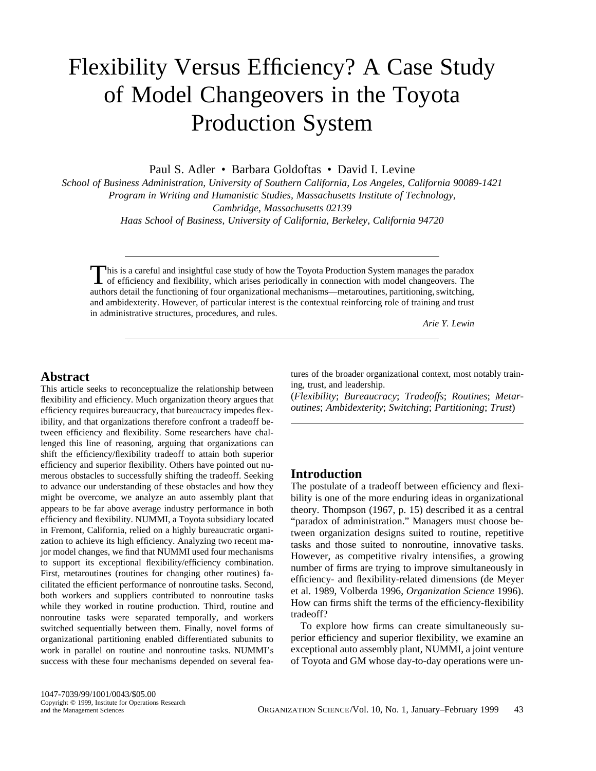# Flexibility Versus Efficiency? A Case Study of Model Changeovers in the Toyota Production System

Paul S. Adler • Barbara Goldoftas • David I. Levine

*School of Business Administration, University of Southern California, Los Angeles, California 90089-1421*
*Program in Writing and Humanistic Studies, Massachusetts Institute of Technology, Cambridge, Massachusetts 02139*
*Haas School of Business, University of California, Berkeley, California 94720*

---

This is a careful and insightful case study of how the Toyota Production System manages the paradox of efficiency and flexibility, which arises periodically in connection with model changeovers. The authors detail the functioning of four organizational mechanisms—metaroutines, partitioning, switching, and ambidexterity. However, of particular interest is the contextual reinforcing role of training and trust in administrative structures, procedures, and rules.

*Arie Y. Lewin*

---

## Abstract

This article seeks to reconceptualize the relationship between flexibility and efficiency. Much organization theory argues that efficiency requires bureaucracy, that bureaucracy impedes flexibility, and that organizations therefore confront a tradeoff between efficiency and flexibility. Some researchers have challenged this line of reasoning, arguing that organizations can shift the efficiency/flexibility tradeoff to attain both superior efficiency and superior flexibility. Others have pointed out numerous obstacles to successfully shifting the tradeoff. Seeking to advance our understanding of these obstacles and how they might be overcome, we analyze an auto assembly plant that appears to be far above average industry performance in both efficiency and flexibility. NUMMI, a Toyota subsidiary located in Fremont, California, relied on a highly bureaucratic organization to achieve its high efficiency. Analyzing two recent major model changes, we find that NUMMI used four mechanisms to support its exceptional flexibility/efficiency combination. First, metaroutines (routines for changing other routines) facilitated the efficient performance of nonroutine tasks. Second, both workers and suppliers contributed to nonroutine tasks while they worked in routine production. Third, routine and nonroutine tasks were separated temporally, and workers switched sequentially between them. Finally, novel forms of organizational partitioning enabled differentiated subunits to work in parallel on routine and nonroutine tasks. NUMMI's success with these four mechanisms depended on several features of the broader organizational context, most notably training, trust, and leadership.

(*Flexibility*; *Bureaucracy*; *Tradeoffs*; *Routines*; *Metaroutines*; *Ambidexterity*; *Switching*; *Partitioning*; *Trust*)

---

## Introduction

The postulate of a tradeoff between efficiency and flexibility is one of the more enduring ideas in organizational theory. Thompson (1967, p. 15) described it as a central "paradox of administration." Managers must choose between organization designs suited to routine, repetitive tasks and those suited to nonroutine, innovative tasks. However, as competitive rivalry intensifies, a growing number of firms are trying to improve simultaneously in efficiency- and flexibility-related dimensions (de Meyer et al. 1989, Volberda 1996, *Organization Science* 1996). How can firms shift the terms of the efficiency-flexibility tradeoff?

To explore how firms can create simultaneously superior efficiency and superior flexibility, we examine an exceptional auto assembly plant, NUMMI, a joint venture of Toyota and GM whose day-to-day operations were un-

1047-7039/99/1001/0043/$05.00
Copyright © 1999, Institute for Operations Research and the Management Sciences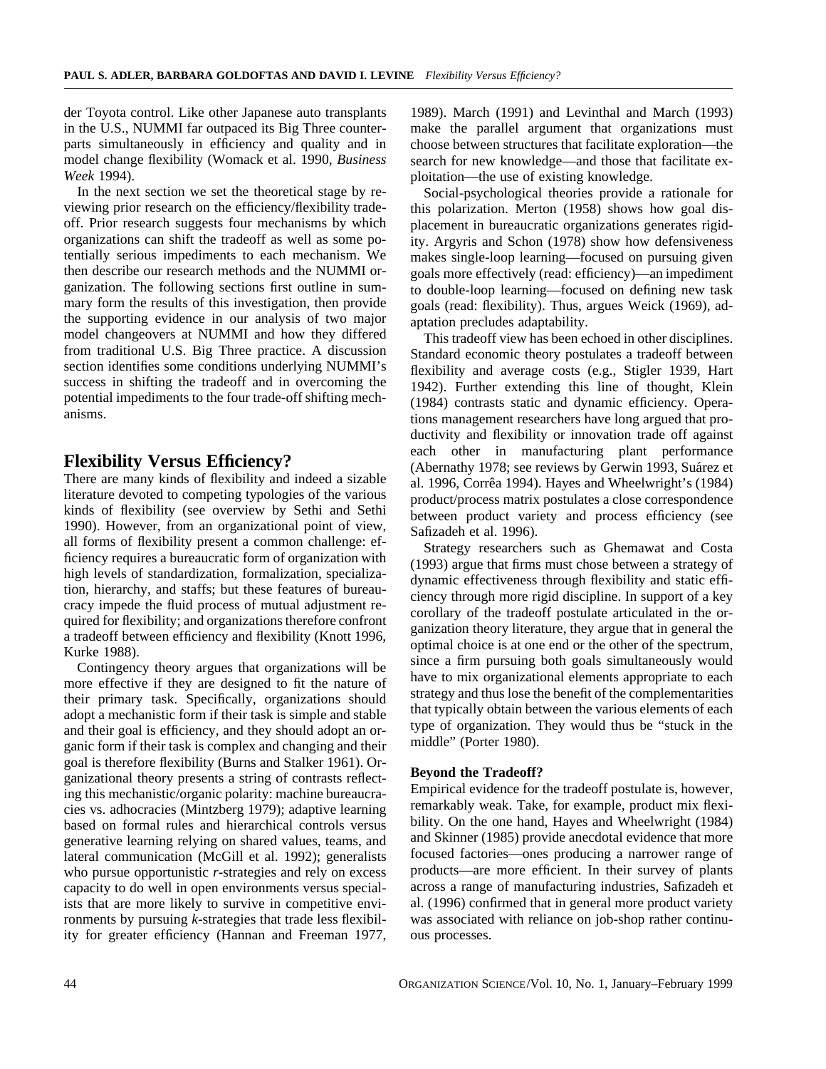der Toyota control. Like other Japanese auto transplants in the U.S., NUMMI far outpaced its Big Three counterparts simultaneously in efficiency and quality and in model change flexibility (Womack et al. 1990, *Business Week* 1994).

In the next section we set the theoretical stage by reviewing prior research on the efficiency/flexibility tradeoff. Prior research suggests four mechanisms by which organizations can shift the tradeoff as well as some potentially serious impediments to each mechanism. We then describe our research methods and the NUMMI organization. The following sections first outline in summary form the results of this investigation, then provide the supporting evidence in our analysis of two major model changeovers at NUMMI and how they differed from traditional U.S. Big Three practice. A discussion section identifies some conditions underlying NUMMI's success in shifting the tradeoff and in overcoming the potential impediments to the four trade-off shifting mechanisms.

## Flexibility Versus Efficiency?

There are many kinds of flexibility and indeed a sizable literature devoted to competing typologies of the various kinds of flexibility (see overview by Sethi and Sethi 1990). However, from an organizational point of view, all forms of flexibility present a common challenge: efficiency requires a bureaucratic form of organization with high levels of standardization, formalization, specialization, hierarchy, and staffs; but these features of bureaucracy impede the fluid process of mutual adjustment required for flexibility; and organizations therefore confront a tradeoff between efficiency and flexibility (Knott 1996, Kurke 1988).

Contingency theory argues that organizations will be more effective if they are designed to fit the nature of their primary task. Specifically, organizations should adopt a mechanistic form if their task is simple and stable and their goal is efficiency, and they should adopt an organic form if their task is complex and changing and their goal is therefore flexibility (Burns and Stalker 1961). Organizational theory presents a string of contrasts reflecting this mechanistic/organic polarity: machine bureaucracies vs. adhocracies (Mintzberg 1979); adaptive learning based on formal rules and hierarchical controls versus generative learning relying on shared values, teams, and lateral communication (McGill et al. 1992); generalists who pursue opportunistic *r*-strategies and rely on excess capacity to do well in open environments versus specialists that are more likely to survive in competitive environments by pursuing *k*-strategies that trade less flexibility for greater efficiency (Hannan and Freeman 1977, 1989). March (1991) and Levinthal and March (1993) make the parallel argument that organizations must choose between structures that facilitate exploration—the search for new knowledge—and those that facilitate exploitation—the use of existing knowledge.

Social-psychological theories provide a rationale for this polarization. Merton (1958) shows how goal displacement in bureaucratic organizations generates rigidity. Argyris and Schon (1978) show how defensiveness makes single-loop learning—focused on pursuing given goals more effectively (read: efficiency)—an impediment to double-loop learning—focused on defining new task goals (read: flexibility). Thus, argues Weick (1969), adaptation precludes adaptability.

This tradeoff view has been echoed in other disciplines. Standard economic theory postulates a tradeoff between flexibility and average costs (e.g., Stigler 1939, Hart 1942). Further extending this line of thought, Klein (1984) contrasts static and dynamic efficiency. Operations management researchers have long argued that productivity and flexibility or innovation trade off against each other in manufacturing plant performance (Abernathy 1978; see reviews by Gerwin 1993, Suárez et al. 1996, Corrêa 1994). Hayes and Wheelwright's (1984) product/process matrix postulates a close correspondence between product variety and process efficiency (see Safizadeh et al. 1996).

Strategy researchers such as Ghemawat and Costa (1993) argue that firms must chose between a strategy of dynamic effectiveness through flexibility and static efficiency through more rigid discipline. In support of a key corollary of the tradeoff postulate articulated in the organization theory literature, they argue that in general the optimal choice is at one end or the other of the spectrum, since a firm pursuing both goals simultaneously would have to mix organizational elements appropriate to each strategy and thus lose the benefit of the complementarities that typically obtain between the various elements of each type of organization. They would thus be "stuck in the middle" (Porter 1980).

### Beyond the Tradeoff?

Empirical evidence for the tradeoff postulate is, however, remarkably weak. Take, for example, product mix flexibility. On the one hand, Hayes and Wheelwright (1984) and Skinner (1985) provide anecdotal evidence that more focused factories—ones producing a narrower range of products—are more efficient. In their survey of plants across a range of manufacturing industries, Safizadeh et al. (1996) confirmed that in general more product variety was associated with reliance on job-shop rather continuous processes.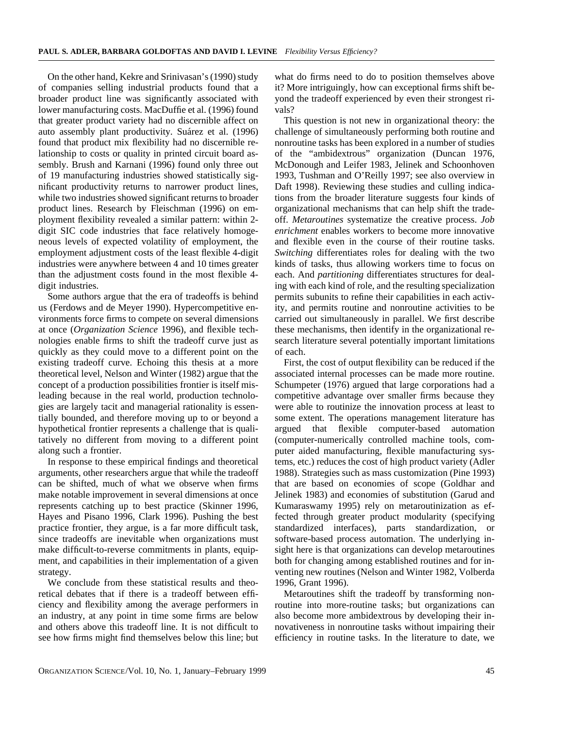On the other hand, Kekre and Srinivasan's (1990) study of companies selling industrial products found that a broader product line was significantly associated with lower manufacturing costs. MacDuffie et al. (1996) found that greater product variety had no discernible affect on auto assembly plant productivity. Suárez et al. (1996) found that product mix flexibility had no discernible relationship to costs or quality in printed circuit board assembly. Brush and Karnani (1996) found only three out of 19 manufacturing industries showed statistically significant productivity returns to narrower product lines, while two industries showed significant returns to broader product lines. Research by Fleischman (1996) on employment flexibility revealed a similar pattern: within 2-digit SIC code industries that face relatively homogeneous levels of expected volatility of employment, the employment adjustment costs of the least flexible 4-digit industries were anywhere between 4 and 10 times greater than the adjustment costs found in the most flexible 4-digit industries.

Some authors argue that the era of tradeoffs is behind us (Ferdows and de Meyer 1990). Hypercompetitive environments force firms to compete on several dimensions at once (*Organization Science* 1996), and flexible technologies enable firms to shift the tradeoff curve just as quickly as they could move to a different point on the existing tradeoff curve. Echoing this thesis at a more theoretical level, Nelson and Winter (1982) argue that the concept of a production possibilities frontier is itself misleading because in the real world, production technologies are largely tacit and managerial rationality is essentially bounded, and therefore moving up to or beyond a hypothetical frontier represents a challenge that is qualitatively no different from moving to a different point along such a frontier.

In response to these empirical findings and theoretical arguments, other researchers argue that while the tradeoff can be shifted, much of what we observe when firms make notable improvement in several dimensions at once represents catching up to best practice (Skinner 1996, Hayes and Pisano 1996, Clark 1996). Pushing the best practice frontier, they argue, is a far more difficult task, since tradeoffs are inevitable when organizations must make difficult-to-reverse commitments in plants, equipment, and capabilities in their implementation of a given strategy.

We conclude from these statistical results and theoretical debates that if there is a tradeoff between efficiency and flexibility among the average performers in an industry, at any point in time some firms are below and others above this tradeoff line. It is not difficult to see how firms might find themselves below this line; but what do firms need to do to position themselves above it? More intriguingly, how can exceptional firms shift beyond the tradeoff experienced by even their strongest rivals?

This question is not new in organizational theory: the challenge of simultaneously performing both routine and nonroutine tasks has been explored in a number of studies of the "ambidextrous" organization (Duncan 1976, McDonough and Leifer 1983, Jelinek and Schoonhoven 1993, Tushman and O'Reilly 1997; see also overview in Daft 1998). Reviewing these studies and culling indications from the broader literature suggests four kinds of organizational mechanisms that can help shift the tradeoff. *Metaroutines* systematize the creative process. *Job enrichment* enables workers to become more innovative and flexible even in the course of their routine tasks. *Switching* differentiates roles for dealing with the two kinds of tasks, thus allowing workers time to focus on each. And *partitioning* differentiates structures for dealing with each kind of role, and the resulting specialization permits subunits to refine their capabilities in each activity, and permits routine and nonroutine activities to be carried out simultaneously in parallel. We first describe these mechanisms, then identify in the organizational research literature several potentially important limitations of each.

First, the cost of output flexibility can be reduced if the associated internal processes can be made more routine. Schumpeter (1976) argued that large corporations had a competitive advantage over smaller firms because they were able to routinize the innovation process at least to some extent. The operations management literature has argued that flexible computer-based automation (computer-numerically controlled machine tools, computer aided manufacturing, flexible manufacturing systems, etc.) reduces the cost of high product variety (Adler 1988). Strategies such as mass customization (Pine 1993) that are based on economies of scope (Goldhar and Jelinek 1983) and economies of substitution (Garud and Kumaraswamy 1995) rely on metaroutinization as effected through greater product modularity (specifying standardized interfaces), parts standardization, or software-based process automation. The underlying insight here is that organizations can develop metaroutines both for changing among established routines and for inventing new routines (Nelson and Winter 1982, Volberda 1996, Grant 1996).

Metaroutines shift the tradeoff by transforming nonroutine into more-routine tasks; but organizations can also become more ambidextrous by developing their innovativeness in nonroutine tasks without impairing their efficiency in routine tasks. In the literature to date, we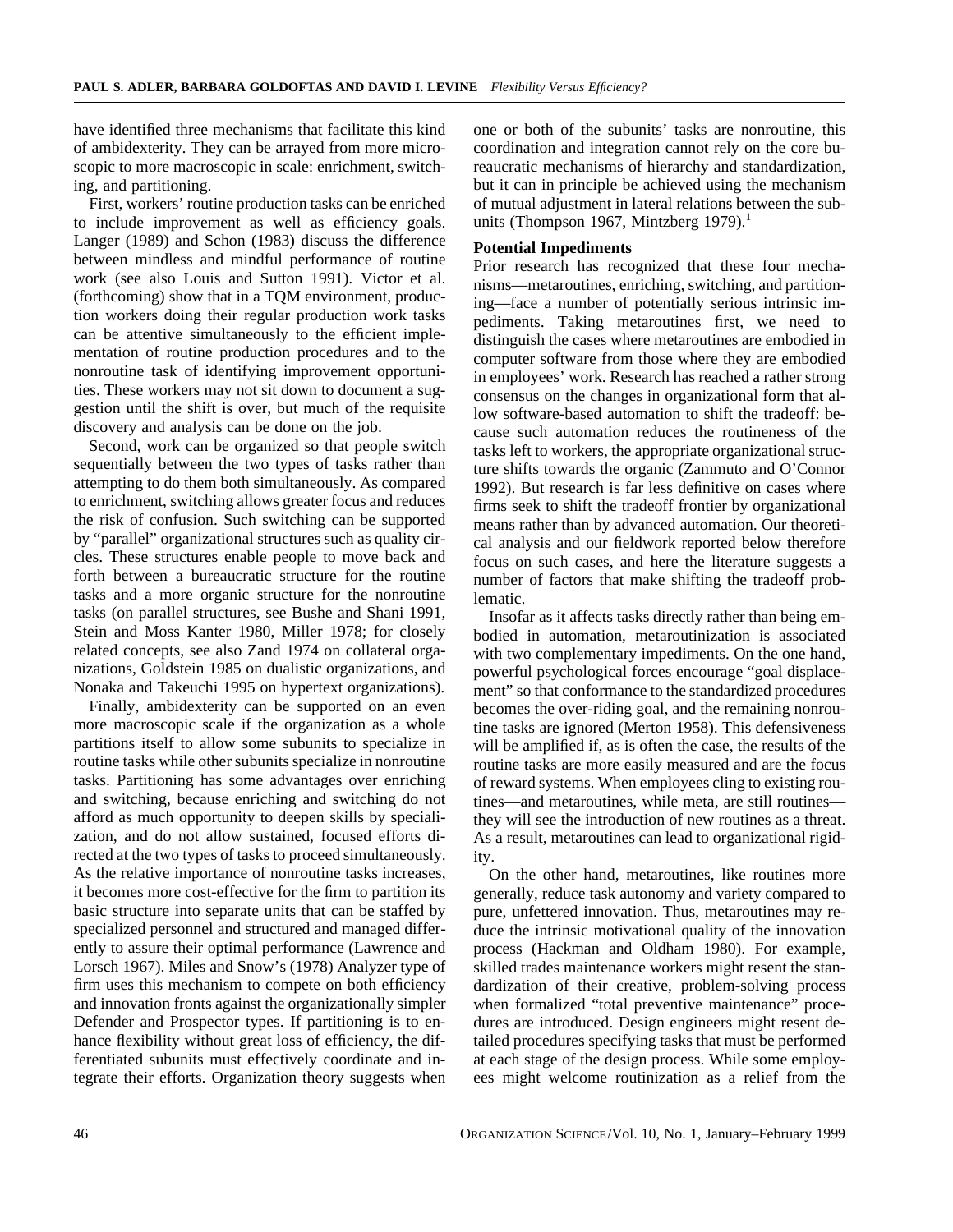have identified three mechanisms that facilitate this kind of ambidexterity. They can be arrayed from more microscopic to more macroscopic in scale: enrichment, switching, and partitioning.

First, workers' routine production tasks can be enriched to include improvement as well as efficiency goals. Langer (1989) and Schon (1983) discuss the difference between mindless and mindful performance of routine work (see also Louis and Sutton 1991). Victor et al. (forthcoming) show that in a TQM environment, production workers doing their regular production work tasks can be attentive simultaneously to the efficient implementation of routine production procedures and to the nonroutine task of identifying improvement opportunities. These workers may not sit down to document a suggestion until the shift is over, but much of the requisite discovery and analysis can be done on the job.

Second, work can be organized so that people switch sequentially between the two types of tasks rather than attempting to do them both simultaneously. As compared to enrichment, switching allows greater focus and reduces the risk of confusion. Such switching can be supported by "parallel" organizational structures such as quality circles. These structures enable people to move back and forth between a bureaucratic structure for the routine tasks and a more organic structure for the nonroutine tasks (on parallel structures, see Bushe and Shani 1991, Stein and Moss Kanter 1980, Miller 1978; for closely related concepts, see also Zand 1974 on collateral organizations, Goldstein 1985 on dualistic organizations, and Nonaka and Takeuchi 1995 on hypertext organizations).

Finally, ambidexterity can be supported on an even more macroscopic scale if the organization as a whole partitions itself to allow some subunits to specialize in routine tasks while other subunits specialize in nonroutine tasks. Partitioning has some advantages over enriching and switching, because enriching and switching do not afford as much opportunity to deepen skills by specialization, and do not allow sustained, focused efforts directed at the two types of tasks to proceed simultaneously. As the relative importance of nonroutine tasks increases, it becomes more cost-effective for the firm to partition its basic structure into separate units that can be staffed by specialized personnel and structured and managed differently to assure their optimal performance (Lawrence and Lorsch 1967). Miles and Snow's (1978) Analyzer type of firm uses this mechanism to compete on both efficiency and innovation fronts against the organizationally simpler Defender and Prospector types. If partitioning is to enhance flexibility without great loss of efficiency, the differentiated subunits must effectively coordinate and integrate their efforts. Organization theory suggests when one or both of the subunits' tasks are nonroutine, this coordination and integration cannot rely on the core bureaucratic mechanisms of hierarchy and standardization, but it can in principle be achieved using the mechanism of mutual adjustment in lateral relations between the subunits (Thompson 1967, Mintzberg 1979).[1]

### Potential Impediments

Prior research has recognized that these four mechanisms—metaroutines, enriching, switching, and partitioning—face a number of potentially serious intrinsic impediments. Taking metaroutines first, we need to distinguish the cases where metaroutines are embodied in computer software from those where they are embodied in employees' work. Research has reached a rather strong consensus on the changes in organizational form that allow software-based automation to shift the tradeoff: because such automation reduces the routineness of the tasks left to workers, the appropriate organizational structure shifts towards the organic (Zammuto and O'Connor 1992). But research is far less definitive on cases where firms seek to shift the tradeoff frontier by organizational means rather than by advanced automation. Our theoretical analysis and our fieldwork reported below therefore focus on such cases, and here the literature suggests a number of factors that make shifting the tradeoff problematic.

Insofar as it affects tasks directly rather than being embodied in automation, metaroutinization is associated with two complementary impediments. On the one hand, powerful psychological forces encourage "goal displacement" so that conformance to the standardized procedures becomes the over-riding goal, and the remaining nonroutine tasks are ignored (Merton 1958). This defensiveness will be amplified if, as is often the case, the results of the routine tasks are more easily measured and are the focus of reward systems. When employees cling to existing routines—and metaroutines, while meta, are still routines—they will see the introduction of new routines as a threat. As a result, metaroutines can lead to organizational rigidity.

On the other hand, metaroutines, like routines more generally, reduce task autonomy and variety compared to pure, unfettered innovation. Thus, metaroutines may reduce the intrinsic motivational quality of the innovation process (Hackman and Oldham 1980). For example, skilled trades maintenance workers might resent the standardization of their creative, problem-solving process when formalized "total preventive maintenance" procedures are introduced. Design engineers might resent detailed procedures specifying tasks that must be performed at each stage of the design process. While some employees might welcome routinization as a relief from the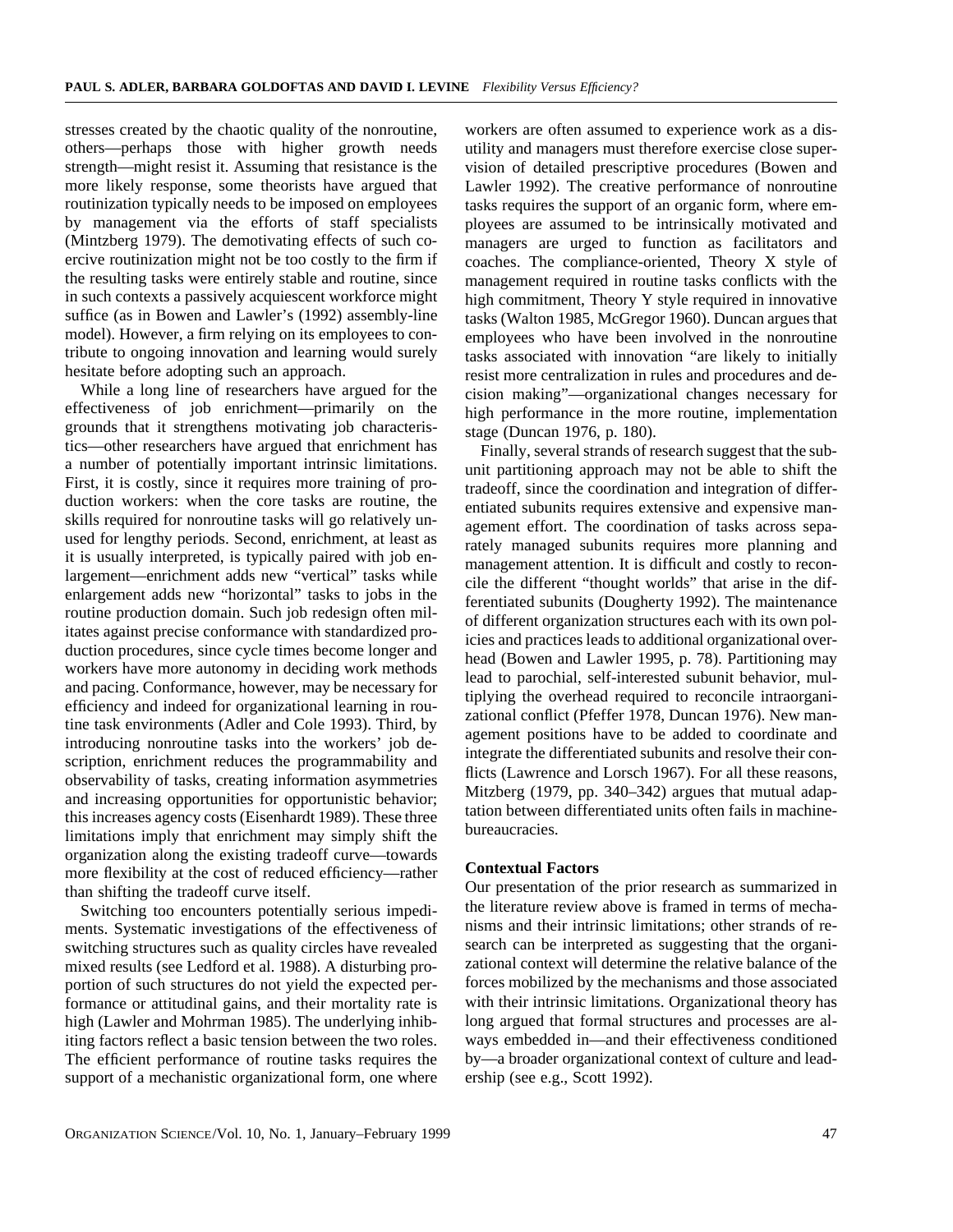stresses created by the chaotic quality of the nonroutine, others—perhaps those with higher growth needs strength—might resist it. Assuming that resistance is the more likely response, some theorists have argued that routinization typically needs to be imposed on employees by management via the efforts of staff specialists (Mintzberg 1979). The demotivating effects of such coercive routinization might not be too costly to the firm if the resulting tasks were entirely stable and routine, since in such contexts a passively acquiescent workforce might suffice (as in Bowen and Lawler's (1992) assembly-line model). However, a firm relying on its employees to contribute to ongoing innovation and learning would surely hesitate before adopting such an approach.

While a long line of researchers have argued for the effectiveness of job enrichment—primarily on the grounds that it strengthens motivating job characteristics—other researchers have argued that enrichment has a number of potentially important intrinsic limitations. First, it is costly, since it requires more training of production workers: when the core tasks are routine, the skills required for nonroutine tasks will go relatively unused for lengthy periods. Second, enrichment, at least as it is usually interpreted, is typically paired with job enlargement—enrichment adds new "vertical" tasks while enlargement adds new "horizontal" tasks to jobs in the routine production domain. Such job redesign often militates against precise conformance with standardized production procedures, since cycle times become longer and workers have more autonomy in deciding work methods and pacing. Conformance, however, may be necessary for efficiency and indeed for organizational learning in routine task environments (Adler and Cole 1993). Third, by introducing nonroutine tasks into the workers' job description, enrichment reduces the programmability and observability of tasks, creating information asymmetries and increasing opportunities for opportunistic behavior; this increases agency costs (Eisenhardt 1989). These three limitations imply that enrichment may simply shift the organization along the existing tradeoff curve—towards more flexibility at the cost of reduced efficiency—rather than shifting the tradeoff curve itself.

Switching too encounters potentially serious impediments. Systematic investigations of the effectiveness of switching structures such as quality circles have revealed mixed results (see Ledford et al. 1988). A disturbing proportion of such structures do not yield the expected performance or attitudinal gains, and their mortality rate is high (Lawler and Mohrman 1985). The underlying inhibiting factors reflect a basic tension between the two roles. The efficient performance of routine tasks requires the support of a mechanistic organizational form, one where workers are often assumed to experience work as a disutility and managers must therefore exercise close supervision of detailed prescriptive procedures (Bowen and Lawler 1992). The creative performance of nonroutine tasks requires the support of an organic form, where employees are assumed to be intrinsically motivated and managers are urged to function as facilitators and coaches. The compliance-oriented, Theory X style of management required in routine tasks conflicts with the high commitment, Theory Y style required in innovative tasks (Walton 1985, McGregor 1960). Duncan argues that employees who have been involved in the nonroutine tasks associated with innovation "are likely to initially resist more centralization in rules and procedures and decision making"—organizational changes necessary for high performance in the more routine, implementation stage (Duncan 1976, p. 180).

Finally, several strands of research suggest that the subunit partitioning approach may not be able to shift the tradeoff, since the coordination and integration of differentiated subunits requires extensive and expensive management effort. The coordination of tasks across separately managed subunits requires more planning and management attention. It is difficult and costly to reconcile the different "thought worlds" that arise in the differentiated subunits (Dougherty 1992). The maintenance of different organization structures each with its own policies and practices leads to additional organizational overhead (Bowen and Lawler 1995, p. 78). Partitioning may lead to parochial, self-interested subunit behavior, multiplying the overhead required to reconcile intraorganizational conflict (Pfeffer 1978, Duncan 1976). New management positions have to be added to coordinate and integrate the differentiated subunits and resolve their conflicts (Lawrence and Lorsch 1967). For all these reasons, Mitzberg (1979, pp. 340–342) argues that mutual adaptation between differentiated units often fails in machine-bureaucracies.

### Contextual Factors

Our presentation of the prior research as summarized in the literature review above is framed in terms of mechanisms and their intrinsic limitations; other strands of research can be interpreted as suggesting that the organizational context will determine the relative balance of the forces mobilized by the mechanisms and those associated with their intrinsic limitations. Organizational theory has long argued that formal structures and processes are always embedded in—and their effectiveness conditioned by—a broader organizational context of culture and leadership (see e.g., Scott 1992).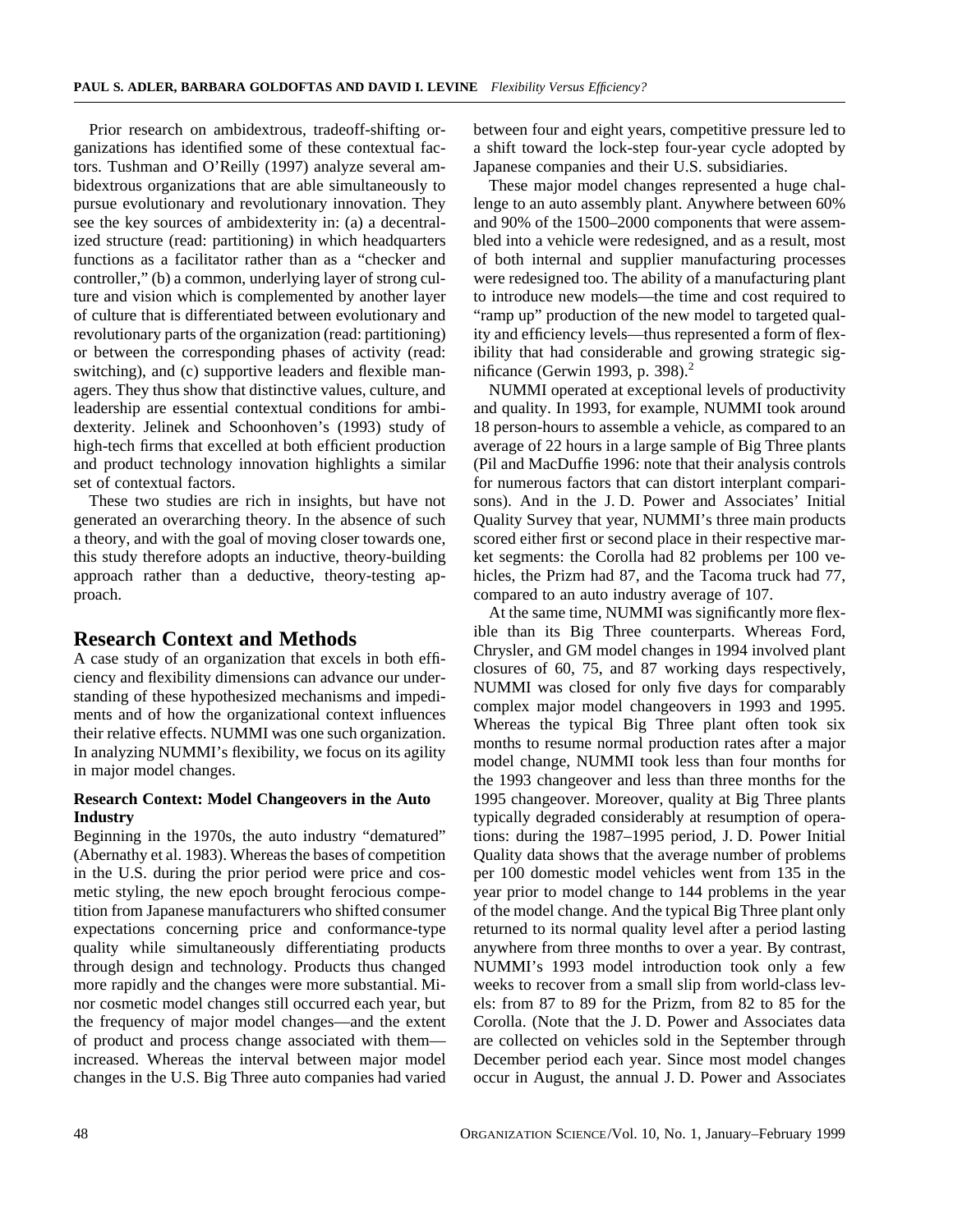Prior research on ambidextrous, tradeoff-shifting organizations has identified some of these contextual factors. Tushman and O'Reilly (1997) analyze several ambidextrous organizations that are able simultaneously to pursue evolutionary and revolutionary innovation. They see the key sources of ambidexterity in: (a) a decentralized structure (read: partitioning) in which headquarters functions as a facilitator rather than as a "checker and controller," (b) a common, underlying layer of strong culture and vision which is complemented by another layer of culture that is differentiated between evolutionary and revolutionary parts of the organization (read: partitioning) or between the corresponding phases of activity (read: switching), and (c) supportive leaders and flexible managers. They thus show that distinctive values, culture, and leadership are essential contextual conditions for ambidexterity. Jelinek and Schoonhoven's (1993) study of high-tech firms that excelled at both efficient production and product technology innovation highlights a similar set of contextual factors.

These two studies are rich in insights, but have not generated an overarching theory. In the absence of such a theory, and with the goal of moving closer towards one, this study therefore adopts an inductive, theory-building approach rather than a deductive, theory-testing approach.

## Research Context and Methods

A case study of an organization that excels in both efficiency and flexibility dimensions can advance our understanding of these hypothesized mechanisms and impediments and of how the organizational context influences their relative effects. NUMMI was one such organization. In analyzing NUMMI's flexibility, we focus on its agility in major model changes.

### Research Context: Model Changeovers in the Auto Industry

Beginning in the 1970s, the auto industry "dematured" (Abernathy et al. 1983). Whereas the bases of competition in the U.S. during the prior period were price and cosmetic styling, the new epoch brought ferocious competition from Japanese manufacturers who shifted consumer expectations concerning price and conformance-type quality while simultaneously differentiating products through design and technology. Products thus changed more rapidly and the changes were more substantial. Minor cosmetic model changes still occurred each year, but the frequency of major model changes—and the extent of product and process change associated with them—increased. Whereas the interval between major model changes in the U.S. Big Three auto companies had varied between four and eight years, competitive pressure led to a shift toward the lock-step four-year cycle adopted by Japanese companies and their U.S. subsidiaries.

These major model changes represented a huge challenge to an auto assembly plant. Anywhere between 60% and 90% of the 1500–2000 components that were assembled into a vehicle were redesigned, and as a result, most of both internal and supplier manufacturing processes were redesigned too. The ability of a manufacturing plant to introduce new models—the time and cost required to "ramp up" production of the new model to targeted quality and efficiency levels—thus represented a form of flexibility that had considerable and growing strategic significance (Gerwin 1993, p. 398).[2]

NUMMI operated at exceptional levels of productivity and quality. In 1993, for example, NUMMI took around 18 person-hours to assemble a vehicle, as compared to an average of 22 hours in a large sample of Big Three plants (Pil and MacDuffie 1996: note that their analysis controls for numerous factors that can distort interplant comparisons). And in the J. D. Power and Associates' Initial Quality Survey that year, NUMMI's three main products scored either first or second place in their respective market segments: the Corolla had 82 problems per 100 vehicles, the Prizm had 87, and the Tacoma truck had 77, compared to an auto industry average of 107.

At the same time, NUMMI was significantly more flexible than its Big Three counterparts. Whereas Ford, Chrysler, and GM model changes in 1994 involved plant closures of 60, 75, and 87 working days respectively, NUMMI was closed for only five days for comparably complex major model changeovers in 1993 and 1995. Whereas the typical Big Three plant often took six months to resume normal production rates after a major model change, NUMMI took less than four months for the 1993 changeover and less than three months for the 1995 changeover. Moreover, quality at Big Three plants typically degraded considerably at resumption of operations: during the 1987–1995 period, J. D. Power Initial Quality data shows that the average number of problems per 100 domestic model vehicles went from 135 in the year prior to model change to 144 problems in the year of the model change. And the typical Big Three plant only returned to its normal quality level after a period lasting anywhere from three months to over a year. By contrast, NUMMI's 1993 model introduction took only a few weeks to recover from a small slip from world-class levels: from 87 to 89 for the Prizm, from 82 to 85 for the Corolla. (Note that the J. D. Power and Associates data are collected on vehicles sold in the September through December period each year. Since most model changes occur in August, the annual J. D. Power and Associates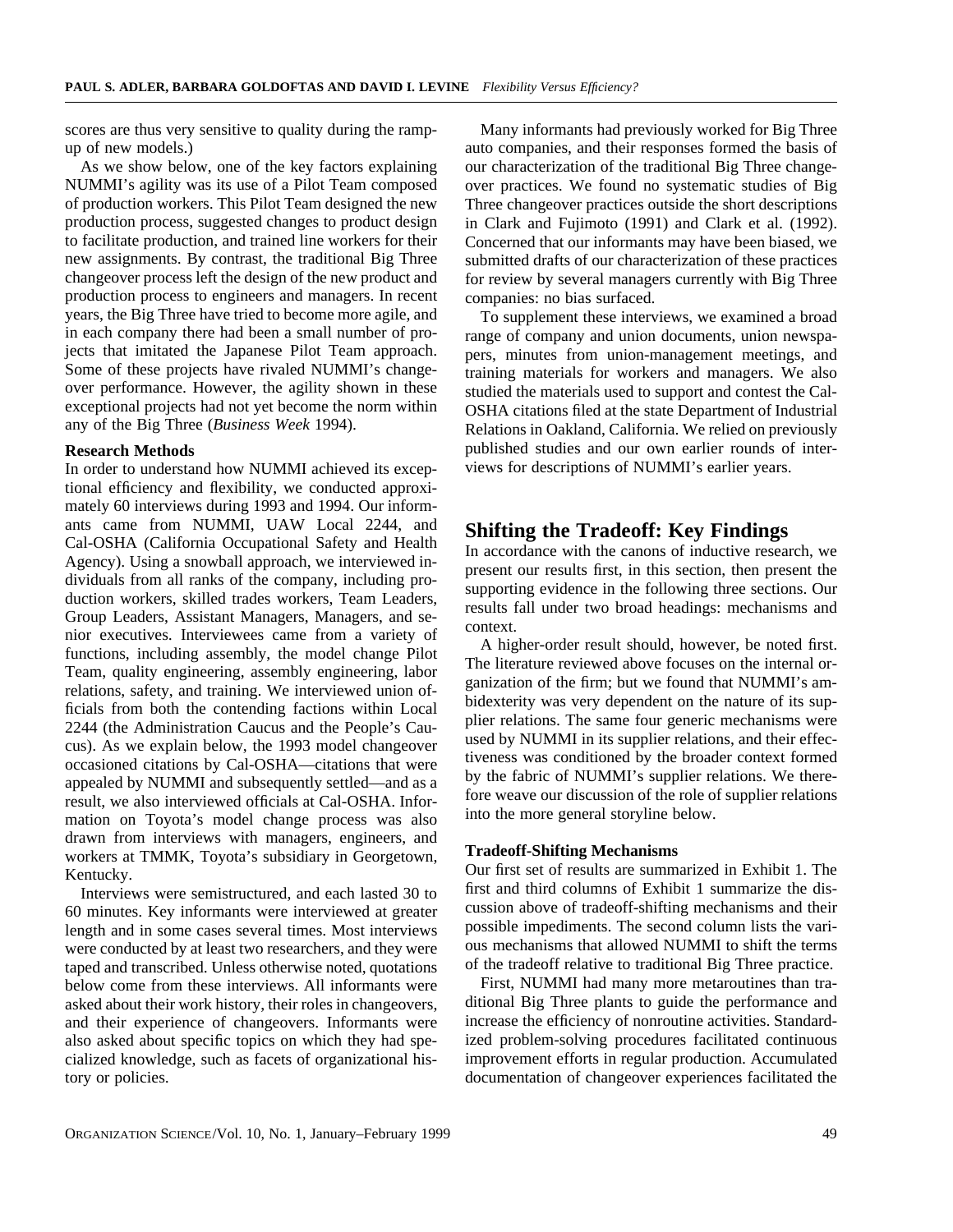scores are thus very sensitive to quality during the ramp-up of new models.)

As we show below, one of the key factors explaining NUMMI's agility was its use of a Pilot Team composed of production workers. This Pilot Team designed the new production process, suggested changes to product design to facilitate production, and trained line workers for their new assignments. By contrast, the traditional Big Three changeover process left the design of the new product and production process to engineers and managers. In recent years, the Big Three have tried to become more agile, and in each company there had been a small number of projects that imitated the Japanese Pilot Team approach. Some of these projects have rivaled NUMMI's changeover performance. However, the agility shown in these exceptional projects had not yet become the norm within any of the Big Three (*Business Week* 1994).

**Research Methods**

In order to understand how NUMMI achieved its exceptional efficiency and flexibility, we conducted approximately 60 interviews during 1993 and 1994. Our informants came from NUMMI, UAW Local 2244, and Cal-OSHA (California Occupational Safety and Health Agency). Using a snowball approach, we interviewed individuals from all ranks of the company, including production workers, skilled trades workers, Team Leaders, Group Leaders, Assistant Managers, Managers, and senior executives. Interviewees came from a variety of functions, including assembly, the model change Pilot Team, quality engineering, assembly engineering, labor relations, safety, and training. We interviewed union officials from both the contending factions within Local 2244 (the Administration Caucus and the People's Caucus). As we explain below, the 1993 model changeover occasioned citations by Cal-OSHA—citations that were appealed by NUMMI and subsequently settled—and as a result, we also interviewed officials at Cal-OSHA. Information on Toyota's model change process was also drawn from interviews with managers, engineers, and workers at TMMK, Toyota's subsidiary in Georgetown, Kentucky.

Interviews were semistructured, and each lasted 30 to 60 minutes. Key informants were interviewed at greater length and in some cases several times. Most interviews were conducted by at least two researchers, and they were taped and transcribed. Unless otherwise noted, quotations below come from these interviews. All informants were asked about their work history, their roles in changeovers, and their experience of changeovers. Informants were also asked about specific topics on which they had specialized knowledge, such as facets of organizational history or policies.

Many informants had previously worked for Big Three auto companies, and their responses formed the basis of our characterization of the traditional Big Three changeover practices. We found no systematic studies of Big Three changeover practices outside the short descriptions in Clark and Fujimoto (1991) and Clark et al. (1992). Concerned that our informants may have been biased, we submitted drafts of our characterization of these practices for review by several managers currently with Big Three companies: no bias surfaced.

To supplement these interviews, we examined a broad range of company and union documents, union newspapers, minutes from union-management meetings, and training materials for workers and managers. We also studied the materials used to support and contest the Cal-OSHA citations filed at the state Department of Industrial Relations in Oakland, California. We relied on previously published studies and our own earlier rounds of interviews for descriptions of NUMMI's earlier years.

## Shifting the Tradeoff: Key Findings

In accordance with the canons of inductive research, we present our results first, in this section, then present the supporting evidence in the following three sections. Our results fall under two broad headings: mechanisms and context.

A higher-order result should, however, be noted first. The literature reviewed above focuses on the internal organization of the firm; but we found that NUMMI's ambidexterity was very dependent on the nature of its supplier relations. The same four generic mechanisms were used by NUMMI in its supplier relations, and their effectiveness was conditioned by the broader context formed by the fabric of NUMMI's supplier relations. We therefore weave our discussion of the role of supplier relations into the more general storyline below.

**Tradeoff-Shifting Mechanisms**

Our first set of results are summarized in Exhibit 1. The first and third columns of Exhibit 1 summarize the discussion above of tradeoff-shifting mechanisms and their possible impediments. The second column lists the various mechanisms that allowed NUMMI to shift the terms of the tradeoff relative to traditional Big Three practice.

First, NUMMI had many more metaroutines than traditional Big Three plants to guide the performance and increase the efficiency of nonroutine activities. Standardized problem-solving procedures facilitated continuous improvement efforts in regular production. Accumulated documentation of changeover experiences facilitated the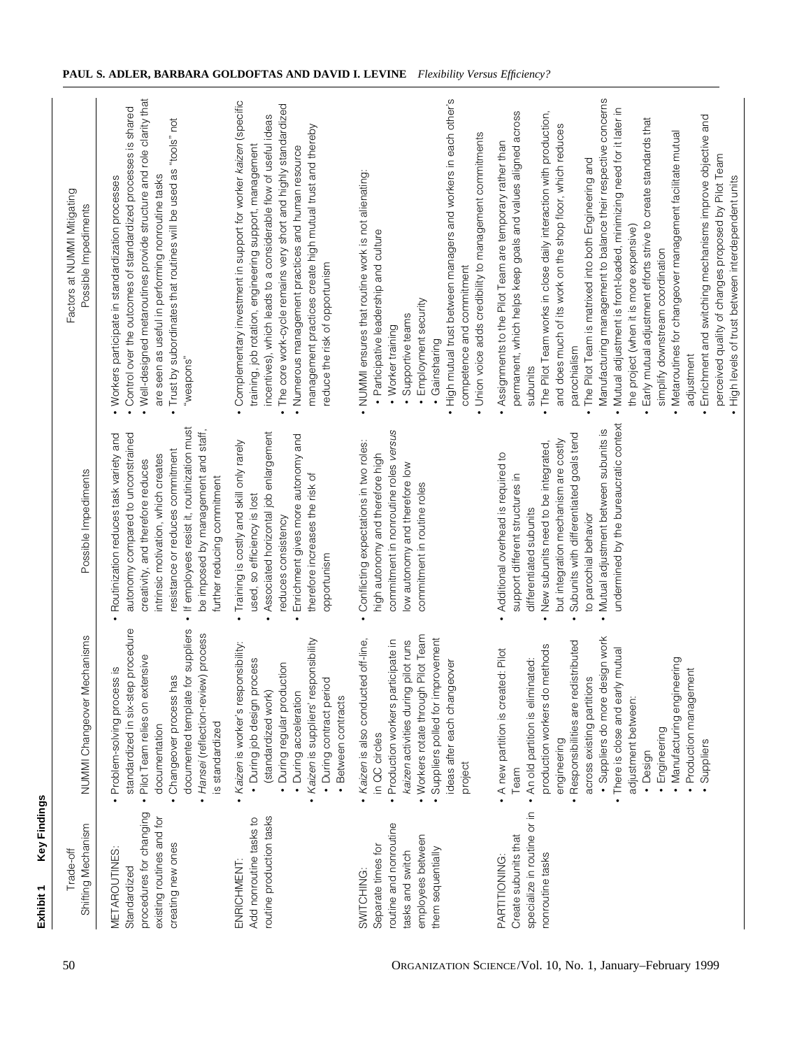**Exhibit 1 Key Findings**

| Trade-off Shifting Mechanism | NUMMI Changeover Mechanisms | Possible Impediments | Factors at NUMMI Mitigating Possible Impediments |
|---|---|---|---|
| METAROUTINES: Standardized procedures for changing existing routines and for creating new ones | • Problem-solving process is standardized in six-step procedure<br>• Pilot Team relies on extensive documentation<br>• Changeover process has documented template for suppliers<br>• *Hansei* (reflection-review) process is standardized | • Routinization reduces task variety and autonomy compared to unconstrained creativity, and therefore reduces intrinsic motivation, which creates resistance or reduces commitment<br>• If employees resist it, routinization must be imposed by management and staff, further reducing commitment | • Workers participate in standardization processes<br>• Control over the outcomes of standardized processes is shared<br>• Well-designed metaroutines provide structure and role clarity that are seen as useful in performing nonroutine tasks<br>• Trust by subordinates that routines will be used as "tools" not "weapons" |
| ENRICHMENT: Add nonroutine tasks to routine production tasks | • *Kaizen* is worker's responsibility:<br>  • During job design process (standardized work)<br>  • During regular production<br>  • During acceleration<br>  • During contract period<br>  • Between contracts<br>• *Kaizen* is suppliers' responsibility | • Training is costly and skill only rarely used, so efficiency is lost<br>• Associated horizontal job enlargement reduces consistency<br>• Enrichment gives more autonomy and therefore increases the risk of opportunism | • Complementary investment in support for worker *kaizen* (specific training, job rotation, engineering support, management incentives), which leads to a considerable flow of useful ideas<br>• The core work-cycle remains very short and highly standardized<br>• Numerous management practices and human resource management practices create high mutual trust and thereby reduce the risk of opportunism |
| SWITCHING: Separate times for routine and nonroutine tasks and switch employees between them sequentially | • *Kaizen* is also conducted off-line, in QC circles<br>• Production workers participate in *kaizen* activities during pilot runs<br>• Workers rotate through Pilot Team<br>• Suppliers polled for improvement ideas after each changeover project | • Conflicting expectations in two roles: high autonomy and therefore high commitment in nonroutine roles *versus* low autonomy and therefore low commitment in routine roles | • NUMMI ensures that routine work is not alienating:<br>  • Participative leadership and culture<br>  • Worker training<br>  • Supportive teams<br>  • Employment security<br>  • Gainsharing<br>• High mutual trust between managers and workers in each other's competence and commitment<br>• Union voice adds credibility to management commitments |
| PARTITIONING: Create subunits that specialize in routine or in nonroutine tasks | • A new partition is created: Pilot Team<br>• An old partition is eliminated: production workers do methods engineering<br>• Responsibilities are redistributed across existing partitions<br>  • Suppliers do more design work<br>• There is close and early mutual adjustment between:<br>  • Design<br>  • Engineering<br>  • Manufacturing engineering<br>  • Production management<br>  • Suppliers | • Additional overhead is required to support different structures in differentiated subunits<br>• New subunits need to be integrated, but integration mechanism are costly<br>• Subunits with differentiated goals tend to parochial behavior<br>• Mutual adjustment between subunits is undermined by the bureaucratic context | • Assignments to the Pilot Team are temporary rather than permanent, which helps keep goals and values aligned across subunits<br>• The Pilot Team works in close daily interaction with production, and does much of its work on the shop floor, which reduces parochialism<br>• The Pilot Team is matrixed into both Engineering and Manufacturing management to balance their respective concerns<br>• Mutual adjustment is front-loaded, minimizing need for it later in the project (when it is more expensive)<br>• Early mutual adjustment efforts strive to create standards that simplify downstream coordination<br>• Metaroutines for changeover management facilitate mutual adjustment<br>• Enrichment and switching mechanisms improve objective and perceived quality of changes proposed by Pilot Team<br>• High levels of trust between interdependent units |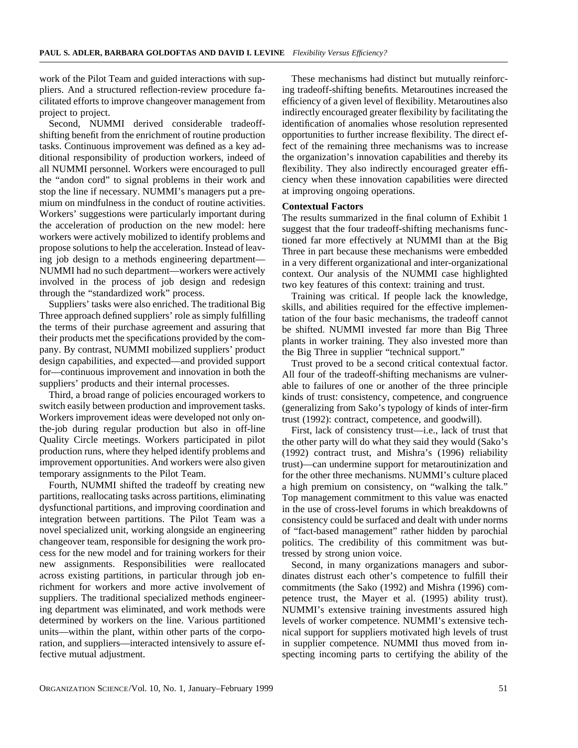work of the Pilot Team and guided interactions with suppliers. And a structured reflection-review procedure facilitated efforts to improve changeover management from project to project.

Second, NUMMI derived considerable tradeoff-shifting benefit from the enrichment of routine production tasks. Continuous improvement was defined as a key additional responsibility of production workers, indeed of all NUMMI personnel. Workers were encouraged to pull the "andon cord" to signal problems in their work and stop the line if necessary. NUMMI's managers put a premium on mindfulness in the conduct of routine activities. Workers' suggestions were particularly important during the acceleration of production on the new model: here workers were actively mobilized to identify problems and propose solutions to help the acceleration. Instead of leaving job design to a methods engineering department—NUMMI had no such department—workers were actively involved in the process of job design and redesign through the "standardized work" process.

Suppliers' tasks were also enriched. The traditional Big Three approach defined suppliers' role as simply fulfilling the terms of their purchase agreement and assuring that their products met the specifications provided by the company. By contrast, NUMMI mobilized suppliers' product design capabilities, and expected—and provided support for—continuous improvement and innovation in both the suppliers' products and their internal processes.

Third, a broad range of policies encouraged workers to switch easily between production and improvement tasks. Workers improvement ideas were developed not only on-the-job during regular production but also in off-line Quality Circle meetings. Workers participated in pilot production runs, where they helped identify problems and improvement opportunities. And workers were also given temporary assignments to the Pilot Team.

Fourth, NUMMI shifted the tradeoff by creating new partitions, reallocating tasks across partitions, eliminating dysfunctional partitions, and improving coordination and integration between partitions. The Pilot Team was a novel specialized unit, working alongside an engineering changeover team, responsible for designing the work process for the new model and for training workers for their new assignments. Responsibilities were reallocated across existing partitions, in particular through job enrichment for workers and more active involvement of suppliers. The traditional specialized methods engineering department was eliminated, and work methods were determined by workers on the line. Various partitioned units—within the plant, within other parts of the corporation, and suppliers—interacted intensively to assure effective mutual adjustment.

These mechanisms had distinct but mutually reinforcing tradeoff-shifting benefits. Metaroutines increased the efficiency of a given level of flexibility. Metaroutines also indirectly encouraged greater flexibility by facilitating the identification of anomalies whose resolution represented opportunities to further increase flexibility. The direct effect of the remaining three mechanisms was to increase the organization's innovation capabilities and thereby its flexibility. They also indirectly encouraged greater efficiency when these innovation capabilities were directed at improving ongoing operations.

### Contextual Factors

The results summarized in the final column of Exhibit 1 suggest that the four tradeoff-shifting mechanisms functioned far more effectively at NUMMI than at the Big Three in part because these mechanisms were embedded in a very different organizational and inter-organizational context. Our analysis of the NUMMI case highlighted two key features of this context: training and trust.

Training was critical. If people lack the knowledge, skills, and abilities required for the effective implementation of the four basic mechanisms, the tradeoff cannot be shifted. NUMMI invested far more than Big Three plants in worker training. They also invested more than the Big Three in supplier "technical support."

Trust proved to be a second critical contextual factor. All four of the tradeoff-shifting mechanisms are vulnerable to failures of one or another of the three principle kinds of trust: consistency, competence, and congruence (generalizing from Sako's typology of kinds of inter-firm trust (1992): contract, competence, and goodwill).

First, lack of consistency trust—i.e., lack of trust that the other party will do what they said they would (Sako's (1992) contract trust, and Mishra's (1996) reliability trust)—can undermine support for metaroutinization and for the other three mechanisms. NUMMI's culture placed a high premium on consistency, on "walking the talk." Top management commitment to this value was enacted in the use of cross-level forums in which breakdowns of consistency could be surfaced and dealt with under norms of "fact-based management" rather hidden by parochial politics. The credibility of this commitment was buttressed by strong union voice.

Second, in many organizations managers and subordinates distrust each other's competence to fulfill their commitments (the Sako (1992) and Mishra (1996) competence trust, the Mayer et al. (1995) ability trust). NUMMI's extensive training investments assured high levels of worker competence. NUMMI's extensive technical support for suppliers motivated high levels of trust in supplier competence. NUMMI thus moved from inspecting incoming parts to certifying the ability of the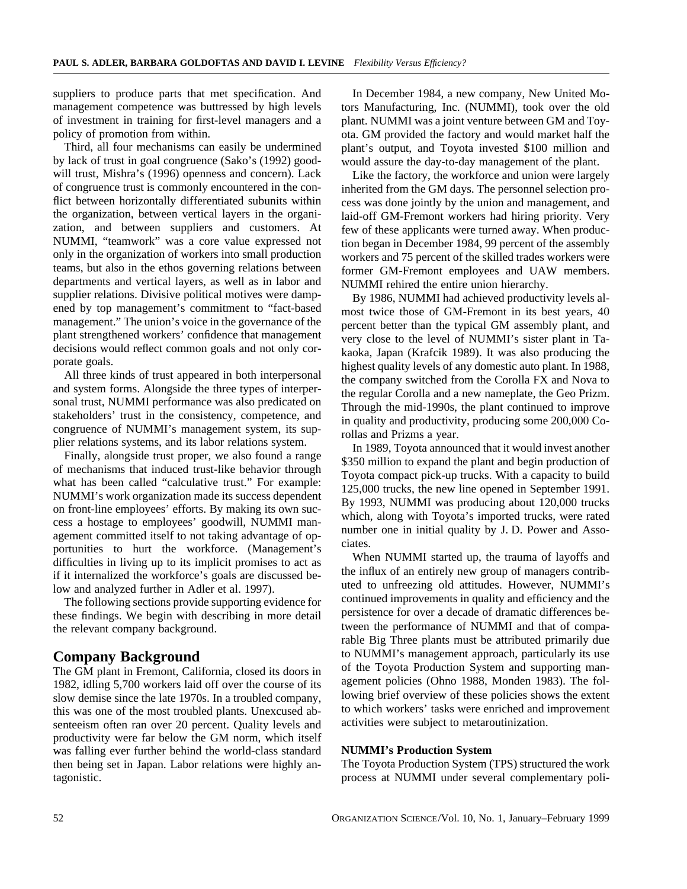suppliers to produce parts that met specification. And management competence was buttressed by high levels of investment in training for first-level managers and a policy of promotion from within.

Third, all four mechanisms can easily be undermined by lack of trust in goal congruence (Sako's (1992) goodwill trust, Mishra's (1996) openness and concern). Lack of congruence trust is commonly encountered in the conflict between horizontally differentiated subunits within the organization, between vertical layers in the organization, and between suppliers and customers. At NUMMI, "teamwork" was a core value expressed not only in the organization of workers into small production teams, but also in the ethos governing relations between departments and vertical layers, as well as in labor and supplier relations. Divisive political motives were dampened by top management's commitment to "fact-based management." The union's voice in the governance of the plant strengthened workers' confidence that management decisions would reflect common goals and not only corporate goals.

All three kinds of trust appeared in both interpersonal and system forms. Alongside the three types of interpersonal trust, NUMMI performance was also predicated on stakeholders' trust in the consistency, competence, and congruence of NUMMI's management system, its supplier relations systems, and its labor relations system.

Finally, alongside trust proper, we also found a range of mechanisms that induced trust-like behavior through what has been called "calculative trust." For example: NUMMI's work organization made its success dependent on front-line employees' efforts. By making its own success a hostage to employees' goodwill, NUMMI management committed itself to not taking advantage of opportunities to hurt the workforce. (Management's difficulties in living up to its implicit promises to act as if it internalized the workforce's goals are discussed below and analyzed further in Adler et al. 1997).

The following sections provide supporting evidence for these findings. We begin with describing in more detail the relevant company background.

## Company Background

The GM plant in Fremont, California, closed its doors in 1982, idling 5,700 workers laid off over the course of its slow demise since the late 1970s. In a troubled company, this was one of the most troubled plants. Unexcused absenteeism often ran over 20 percent. Quality levels and productivity were far below the GM norm, which itself was falling ever further behind the world-class standard then being set in Japan. Labor relations were highly antagonistic.

In December 1984, a new company, New United Motors Manufacturing, Inc. (NUMMI), took over the old plant. NUMMI was a joint venture between GM and Toyota. GM provided the factory and would market half the plant's output, and Toyota invested $100 million and would assure the day-to-day management of the plant.

Like the factory, the workforce and union were largely inherited from the GM days. The personnel selection process was done jointly by the union and management, and laid-off GM-Fremont workers had hiring priority. Very few of these applicants were turned away. When production began in December 1984, 99 percent of the assembly workers and 75 percent of the skilled trades workers were former GM-Fremont employees and UAW members. NUMMI rehired the entire union hierarchy.

By 1986, NUMMI had achieved productivity levels almost twice those of GM-Fremont in its best years, 40 percent better than the typical GM assembly plant, and very close to the level of NUMMI's sister plant in Takaoka, Japan (Krafcik 1989). It was also producing the highest quality levels of any domestic auto plant. In 1988, the company switched from the Corolla FX and Nova to the regular Corolla and a new nameplate, the Geo Prizm. Through the mid-1990s, the plant continued to improve in quality and productivity, producing some 200,000 Corollas and Prizms a year.

In 1989, Toyota announced that it would invest another $350 million to expand the plant and begin production of Toyota compact pick-up trucks. With a capacity to build 125,000 trucks, the new line opened in September 1991. By 1993, NUMMI was producing about 120,000 trucks which, along with Toyota's imported trucks, were rated number one in initial quality by J. D. Power and Associates.

When NUMMI started up, the trauma of layoffs and the influx of an entirely new group of managers contributed to unfreezing old attitudes. However, NUMMI's continued improvements in quality and efficiency and the persistence for over a decade of dramatic differences between the performance of NUMMI and that of comparable Big Three plants must be attributed primarily due to NUMMI's management approach, particularly its use of the Toyota Production System and supporting management policies (Ohno 1988, Monden 1983). The following brief overview of these policies shows the extent to which workers' tasks were enriched and improvement activities were subject to metaroutinization.

### NUMMI's Production System

The Toyota Production System (TPS) structured the work process at NUMMI under several complementary poli-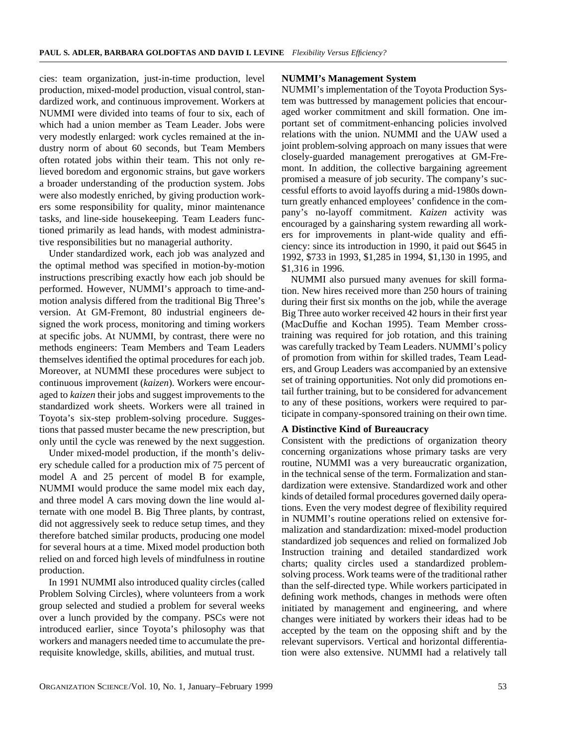cies: team organization, just-in-time production, level production, mixed-model production, visual control, standardized work, and continuous improvement. Workers at NUMMI were divided into teams of four to six, each of which had a union member as Team Leader. Jobs were very modestly enlarged: work cycles remained at the industry norm of about 60 seconds, but Team Members often rotated jobs within their team. This not only relieved boredom and ergonomic strains, but gave workers a broader understanding of the production system. Jobs were also modestly enriched, by giving production workers some responsibility for quality, minor maintenance tasks, and line-side housekeeping. Team Leaders functioned primarily as lead hands, with modest administrative responsibilities but no managerial authority.

Under standardized work, each job was analyzed and the optimal method was specified in motion-by-motion instructions prescribing exactly how each job should be performed. However, NUMMI's approach to time-and-motion analysis differed from the traditional Big Three's version. At GM-Fremont, 80 industrial engineers designed the work process, monitoring and timing workers at specific jobs. At NUMMI, by contrast, there were no methods engineers: Team Members and Team Leaders themselves identified the optimal procedures for each job. Moreover, at NUMMI these procedures were subject to continuous improvement (*kaizen*). Workers were encouraged to *kaizen* their jobs and suggest improvements to the standardized work sheets. Workers were all trained in Toyota's six-step problem-solving procedure. Suggestions that passed muster became the new prescription, but only until the cycle was renewed by the next suggestion.

Under mixed-model production, if the month's delivery schedule called for a production mix of 75 percent of model A and 25 percent of model B for example, NUMMI would produce the same model mix each day, and three model A cars moving down the line would alternate with one model B. Big Three plants, by contrast, did not aggressively seek to reduce setup times, and they therefore batched similar products, producing one model for several hours at a time. Mixed model production both relied on and forced high levels of mindfulness in routine production.

In 1991 NUMMI also introduced quality circles (called Problem Solving Circles), where volunteers from a work group selected and studied a problem for several weeks over a lunch provided by the company. PSCs were not introduced earlier, since Toyota's philosophy was that workers and managers needed time to accumulate the prerequisite knowledge, skills, abilities, and mutual trust.

**NUMMI's Management System**

NUMMI's implementation of the Toyota Production System was buttressed by management policies that encouraged worker commitment and skill formation. One important set of commitment-enhancing policies involved relations with the union. NUMMI and the UAW used a joint problem-solving approach on many issues that were closely-guarded management prerogatives at GM-Fremont. In addition, the collective bargaining agreement promised a measure of job security. The company's successful efforts to avoid layoffs during a mid-1980s downturn greatly enhanced employees' confidence in the company's no-layoff commitment. *Kaizen* activity was encouraged by a gainsharing system rewarding all workers for improvements in plant-wide quality and efficiency: since its introduction in 1990, it paid out $645 in 1992, $733 in 1993, $1,285 in 1994, $1,130 in 1995, and $1,316 in 1996.

NUMMI also pursued many avenues for skill formation. New hires received more than 250 hours of training during their first six months on the job, while the average Big Three auto worker received 42 hours in their first year (MacDuffie and Kochan 1995). Team Member cross-training was required for job rotation, and this training was carefully tracked by Team Leaders. NUMMI's policy of promotion from within for skilled trades, Team Leaders, and Group Leaders was accompanied by an extensive set of training opportunities. Not only did promotions entail further training, but to be considered for advancement to any of these positions, workers were required to participate in company-sponsored training on their own time.

**A Distinctive Kind of Bureaucracy**

Consistent with the predictions of organization theory concerning organizations whose primary tasks are very routine, NUMMI was a very bureaucratic organization, in the technical sense of the term. Formalization and standardization were extensive. Standardized work and other kinds of detailed formal procedures governed daily operations. Even the very modest degree of flexibility required in NUMMI's routine operations relied on extensive formalization and standardization: mixed-model production standardized job sequences and relied on formalized Job Instruction training and detailed standardized work charts; quality circles used a standardized problem-solving process. Work teams were of the traditional rather than the self-directed type. While workers participated in defining work methods, changes in methods were often initiated by management and engineering, and where changes were initiated by workers their ideas had to be accepted by the team on the opposing shift and by the relevant supervisors. Vertical and horizontal differentiation were also extensive. NUMMI had a relatively tall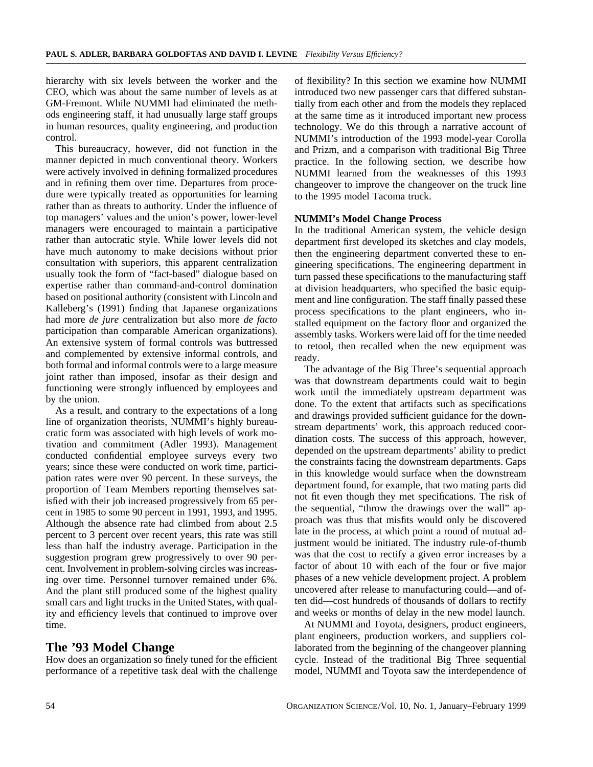hierarchy with six levels between the worker and the CEO, which was about the same number of levels as at GM-Fremont. While NUMMI had eliminated the methods engineering staff, it had unusually large staff groups in human resources, quality engineering, and production control.

This bureaucracy, however, did not function in the manner depicted in much conventional theory. Workers were actively involved in defining formalized procedures and in refining them over time. Departures from procedure were typically treated as opportunities for learning rather than as threats to authority. Under the influence of top managers' values and the union's power, lower-level managers were encouraged to maintain a participative rather than autocratic style. While lower levels did not have much autonomy to make decisions without prior consultation with superiors, this apparent centralization usually took the form of "fact-based" dialogue based on expertise rather than command-and-control domination based on positional authority (consistent with Lincoln and Kalleberg's (1991) finding that Japanese organizations had more *de jure* centralization but also more *de facto* participation than comparable American organizations). An extensive system of formal controls was buttressed and complemented by extensive informal controls, and both formal and informal controls were to a large measure joint rather than imposed, insofar as their design and functioning were strongly influenced by employees and by the union.

As a result, and contrary to the expectations of a long line of organization theorists, NUMMI's highly bureaucratic form was associated with high levels of work motivation and commitment (Adler 1993). Management conducted confidential employee surveys every two years; since these were conducted on work time, participation rates were over 90 percent. In these surveys, the proportion of Team Members reporting themselves satisfied with their job increased progressively from 65 percent in 1985 to some 90 percent in 1991, 1993, and 1995. Although the absence rate had climbed from about 2.5 percent to 3 percent over recent years, this rate was still less than half the industry average. Participation in the suggestion program grew progressively to over 90 percent. Involvement in problem-solving circles was increasing over time. Personnel turnover remained under 6%. And the plant still produced some of the highest quality small cars and light trucks in the United States, with quality and efficiency levels that continued to improve over time.

## The '93 Model Change

How does an organization so finely tuned for the efficient performance of a repetitive task deal with the challenge of flexibility? In this section we examine how NUMMI introduced two new passenger cars that differed substantially from each other and from the models they replaced at the same time as it introduced important new process technology. We do this through a narrative account of NUMMI's introduction of the 1993 model-year Corolla and Prizm, and a comparison with traditional Big Three practice. In the following section, we describe how NUMMI learned from the weaknesses of this 1993 changeover to improve the changeover on the truck line to the 1995 model Tacoma truck.

### NUMMI's Model Change Process

In the traditional American system, the vehicle design department first developed its sketches and clay models, then the engineering department converted these to engineering specifications. The engineering department in turn passed these specifications to the manufacturing staff at division headquarters, who specified the basic equipment and line configuration. The staff finally passed these process specifications to the plant engineers, who installed equipment on the factory floor and organized the assembly tasks. Workers were laid off for the time needed to retool, then recalled when the new equipment was ready.

The advantage of the Big Three's sequential approach was that downstream departments could wait to begin work until the immediately upstream department was done. To the extent that artifacts such as specifications and drawings provided sufficient guidance for the downstream departments' work, this approach reduced coordination costs. The success of this approach, however, depended on the upstream departments' ability to predict the constraints facing the downstream departments. Gaps in this knowledge would surface when the downstream department found, for example, that two mating parts did not fit even though they met specifications. The risk of the sequential, "throw the drawings over the wall" approach was thus that misfits would only be discovered late in the process, at which point a round of mutual adjustment would be initiated. The industry rule-of-thumb was that the cost to rectify a given error increases by a factor of about 10 with each of the four or five major phases of a new vehicle development project. A problem uncovered after release to manufacturing could—and often did—cost hundreds of thousands of dollars to rectify and weeks or months of delay in the new model launch.

At NUMMI and Toyota, designers, product engineers, plant engineers, production workers, and suppliers collaborated from the beginning of the changeover planning cycle. Instead of the traditional Big Three sequential model, NUMMI and Toyota saw the interdependence of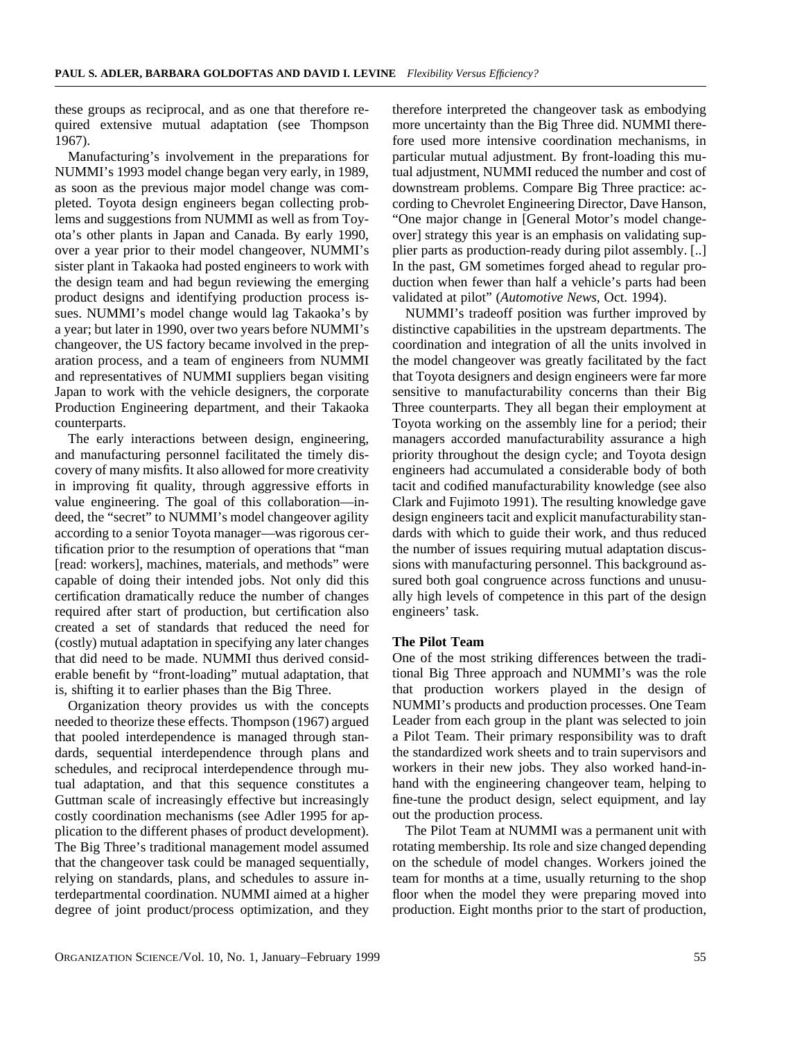these groups as reciprocal, and as one that therefore required extensive mutual adaptation (see Thompson 1967).

Manufacturing's involvement in the preparations for NUMMI's 1993 model change began very early, in 1989, as soon as the previous major model change was completed. Toyota design engineers began collecting problems and suggestions from NUMMI as well as from Toyota's other plants in Japan and Canada. By early 1990, over a year prior to their model changeover, NUMMI's sister plant in Takaoka had posted engineers to work with the design team and had begun reviewing the emerging product designs and identifying production process issues. NUMMI's model change would lag Takaoka's by a year; but later in 1990, over two years before NUMMI's changeover, the US factory became involved in the preparation process, and a team of engineers from NUMMI and representatives of NUMMI suppliers began visiting Japan to work with the vehicle designers, the corporate Production Engineering department, and their Takaoka counterparts.

The early interactions between design, engineering, and manufacturing personnel facilitated the timely discovery of many misfits. It also allowed for more creativity in improving fit quality, through aggressive efforts in value engineering. The goal of this collaboration—indeed, the "secret" to NUMMI's model changeover agility according to a senior Toyota manager—was rigorous certification prior to the resumption of operations that "man [read: workers], machines, materials, and methods" were capable of doing their intended jobs. Not only did this certification dramatically reduce the number of changes required after start of production, but certification also created a set of standards that reduced the need for (costly) mutual adaptation in specifying any later changes that did need to be made. NUMMI thus derived considerable benefit by "front-loading" mutual adaptation, that is, shifting it to earlier phases than the Big Three.

Organization theory provides us with the concepts needed to theorize these effects. Thompson (1967) argued that pooled interdependence is managed through standards, sequential interdependence through plans and schedules, and reciprocal interdependence through mutual adaptation, and that this sequence constitutes a Guttman scale of increasingly effective but increasingly costly coordination mechanisms (see Adler 1995 for application to the different phases of product development). The Big Three's traditional management model assumed that the changeover task could be managed sequentially, relying on standards, plans, and schedules to assure interdepartmental coordination. NUMMI aimed at a higher degree of joint product/process optimization, and they therefore interpreted the changeover task as embodying more uncertainty than the Big Three did. NUMMI therefore used more intensive coordination mechanisms, in particular mutual adjustment. By front-loading this mutual adjustment, NUMMI reduced the number and cost of downstream problems. Compare Big Three practice: according to Chevrolet Engineering Director, Dave Hanson, "One major change in [General Motor's model changeover] strategy this year is an emphasis on validating supplier parts as production-ready during pilot assembly. [..] In the past, GM sometimes forged ahead to regular production when fewer than half a vehicle's parts had been validated at pilot" (*Automotive News*, Oct. 1994).

NUMMI's tradeoff position was further improved by distinctive capabilities in the upstream departments. The coordination and integration of all the units involved in the model changeover was greatly facilitated by the fact that Toyota designers and design engineers were far more sensitive to manufacturability concerns than their Big Three counterparts. They all began their employment at Toyota working on the assembly line for a period; their managers accorded manufacturability assurance a high priority throughout the design cycle; and Toyota design engineers had accumulated a considerable body of both tacit and codified manufacturability knowledge (see also Clark and Fujimoto 1991). The resulting knowledge gave design engineers tacit and explicit manufacturability standards with which to guide their work, and thus reduced the number of issues requiring mutual adaptation discussions with manufacturing personnel. This background assured both goal congruence across functions and unusually high levels of competence in this part of the design engineers' task.

**The Pilot Team**

One of the most striking differences between the traditional Big Three approach and NUMMI's was the role that production workers played in the design of NUMMI's products and production processes. One Team Leader from each group in the plant was selected to join a Pilot Team. Their primary responsibility was to draft the standardized work sheets and to train supervisors and workers in their new jobs. They also worked hand-in-hand with the engineering changeover team, helping to fine-tune the product design, select equipment, and lay out the production process.

The Pilot Team at NUMMI was a permanent unit with rotating membership. Its role and size changed depending on the schedule of model changes. Workers joined the team for months at a time, usually returning to the shop floor when the model they were preparing moved into production. Eight months prior to the start of production,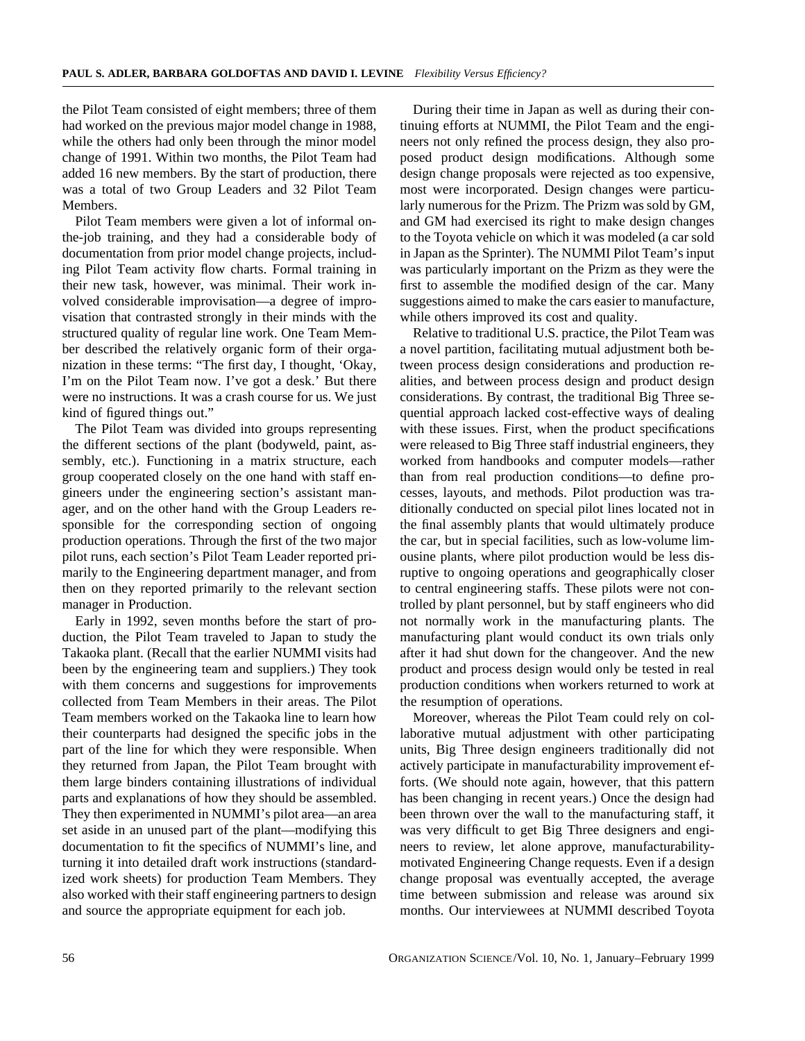the Pilot Team consisted of eight members; three of them had worked on the previous major model change in 1988, while the others had only been through the minor model change of 1991. Within two months, the Pilot Team had added 16 new members. By the start of production, there was a total of two Group Leaders and 32 Pilot Team Members.

Pilot Team members were given a lot of informal on-the-job training, and they had a considerable body of documentation from prior model change projects, including Pilot Team activity flow charts. Formal training in their new task, however, was minimal. Their work involved considerable improvisation—a degree of improvisation that contrasted strongly in their minds with the structured quality of regular line work. One Team Member described the relatively organic form of their organization in these terms: "The first day, I thought, 'Okay, I'm on the Pilot Team now. I've got a desk.' But there were no instructions. It was a crash course for us. We just kind of figured things out."

The Pilot Team was divided into groups representing the different sections of the plant (bodyweld, paint, assembly, etc.). Functioning in a matrix structure, each group cooperated closely on the one hand with staff engineers under the engineering section's assistant manager, and on the other hand with the Group Leaders responsible for the corresponding section of ongoing production operations. Through the first of the two major pilot runs, each section's Pilot Team Leader reported primarily to the Engineering department manager, and from then on they reported primarily to the relevant section manager in Production.

Early in 1992, seven months before the start of production, the Pilot Team traveled to Japan to study the Takaoka plant. (Recall that the earlier NUMMI visits had been by the engineering team and suppliers.) They took with them concerns and suggestions for improvements collected from Team Members in their areas. The Pilot Team members worked on the Takaoka line to learn how their counterparts had designed the specific jobs in the part of the line for which they were responsible. When they returned from Japan, the Pilot Team brought with them large binders containing illustrations of individual parts and explanations of how they should be assembled. They then experimented in NUMMI's pilot area—an area set aside in an unused part of the plant—modifying this documentation to fit the specifics of NUMMI's line, and turning it into detailed draft work instructions (standardized work sheets) for production Team Members. They also worked with their staff engineering partners to design and source the appropriate equipment for each job.

During their time in Japan as well as during their continuing efforts at NUMMI, the Pilot Team and the engineers not only refined the process design, they also proposed product design modifications. Although some design change proposals were rejected as too expensive, most were incorporated. Design changes were particularly numerous for the Prizm. The Prizm was sold by GM, and GM had exercised its right to make design changes to the Toyota vehicle on which it was modeled (a car sold in Japan as the Sprinter). The NUMMI Pilot Team's input was particularly important on the Prizm as they were the first to assemble the modified design of the car. Many suggestions aimed to make the cars easier to manufacture, while others improved its cost and quality.

Relative to traditional U.S. practice, the Pilot Team was a novel partition, facilitating mutual adjustment both between process design considerations and production realities, and between process design and product design considerations. By contrast, the traditional Big Three sequential approach lacked cost-effective ways of dealing with these issues. First, when the product specifications were released to Big Three staff industrial engineers, they worked from handbooks and computer models—rather than from real production conditions—to define processes, layouts, and methods. Pilot production was traditionally conducted on special pilot lines located not in the final assembly plants that would ultimately produce the car, but in special facilities, such as low-volume limousine plants, where pilot production would be less disruptive to ongoing operations and geographically closer to central engineering staffs. These pilots were not controlled by plant personnel, but by staff engineers who did not normally work in the manufacturing plants. The manufacturing plant would conduct its own trials only after it had shut down for the changeover. And the new product and process design would only be tested in real production conditions when workers returned to work at the resumption of operations.

Moreover, whereas the Pilot Team could rely on collaborative mutual adjustment with other participating units, Big Three design engineers traditionally did not actively participate in manufacturability improvement efforts. (We should note again, however, that this pattern has been changing in recent years.) Once the design had been thrown over the wall to the manufacturing staff, it was very difficult to get Big Three designers and engineers to review, let alone approve, manufacturability-motivated Engineering Change requests. Even if a design change proposal was eventually accepted, the average time between submission and release was around six months. Our interviewees at NUMMI described Toyota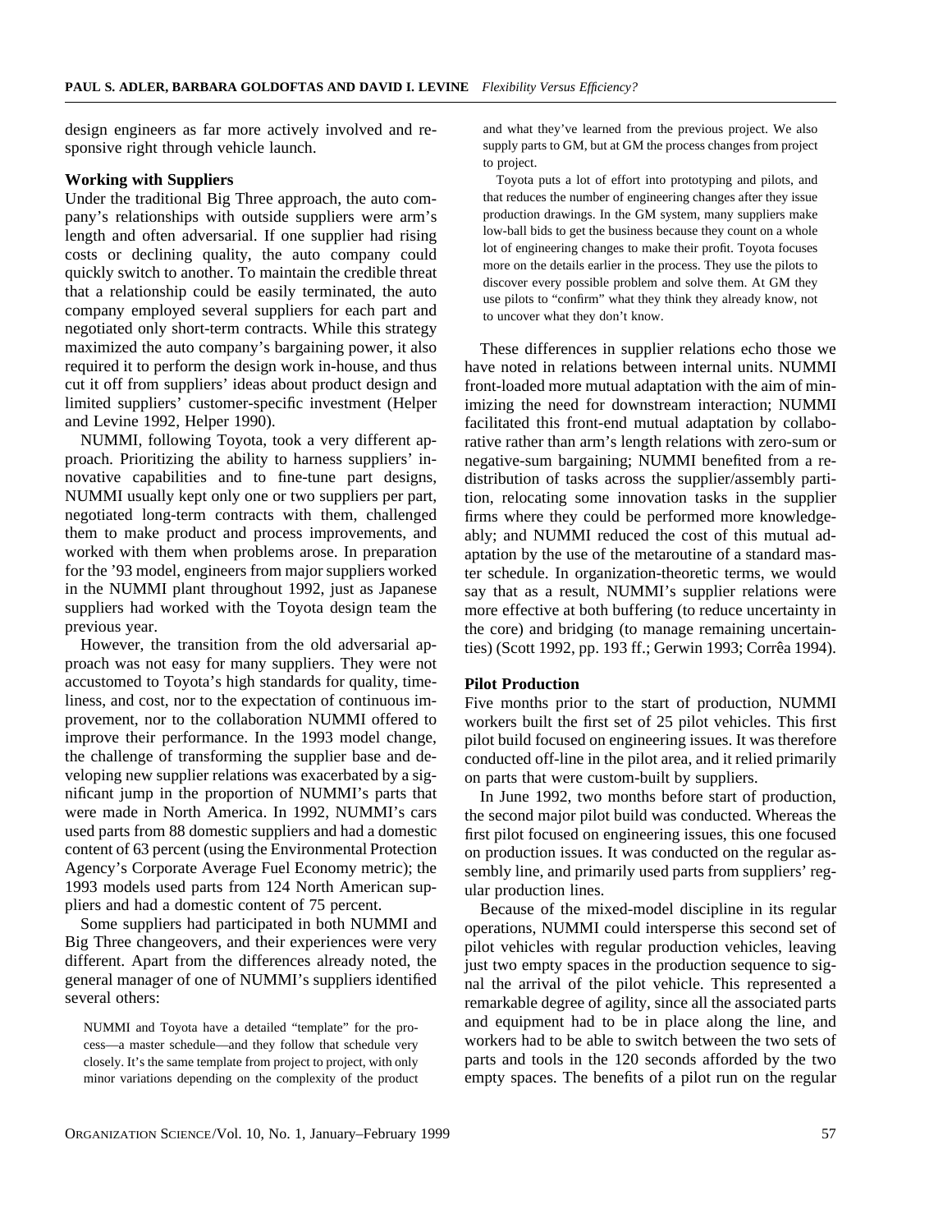design engineers as far more actively involved and responsive right through vehicle launch.

### Working with Suppliers

Under the traditional Big Three approach, the auto company's relationships with outside suppliers were arm's length and often adversarial. If one supplier had rising costs or declining quality, the auto company could quickly switch to another. To maintain the credible threat that a relationship could be easily terminated, the auto company employed several suppliers for each part and negotiated only short-term contracts. While this strategy maximized the auto company's bargaining power, it also required it to perform the design work in-house, and thus cut it off from suppliers' ideas about product design and limited suppliers' customer-specific investment (Helper and Levine 1992, Helper 1990).

NUMMI, following Toyota, took a very different approach. Prioritizing the ability to harness suppliers' innovative capabilities and to fine-tune part designs, NUMMI usually kept only one or two suppliers per part, negotiated long-term contracts with them, challenged them to make product and process improvements, and worked with them when problems arose. In preparation for the '93 model, engineers from major suppliers worked in the NUMMI plant throughout 1992, just as Japanese suppliers had worked with the Toyota design team the previous year.

However, the transition from the old adversarial approach was not easy for many suppliers. They were not accustomed to Toyota's high standards for quality, timeliness, and cost, nor to the expectation of continuous improvement, nor to the collaboration NUMMI offered to improve their performance. In the 1993 model change, the challenge of transforming the supplier base and developing new supplier relations was exacerbated by a significant jump in the proportion of NUMMI's parts that were made in North America. In 1992, NUMMI's cars used parts from 88 domestic suppliers and had a domestic content of 63 percent (using the Environmental Protection Agency's Corporate Average Fuel Economy metric); the 1993 models used parts from 124 North American suppliers and had a domestic content of 75 percent.

Some suppliers had participated in both NUMMI and Big Three changeovers, and their experiences were very different. Apart from the differences already noted, the general manager of one of NUMMI's suppliers identified several others:

> NUMMI and Toyota have a detailed "template" for the process—a master schedule—and they follow that schedule very closely. It's the same template from project to project, with only minor variations depending on the complexity of the product and what they've learned from the previous project. We also supply parts to GM, but at GM the process changes from project to project.
>
> Toyota puts a lot of effort into prototyping and pilots, and that reduces the number of engineering changes after they issue production drawings. In the GM system, many suppliers make low-ball bids to get the business because they count on a whole lot of engineering changes to make their profit. Toyota focuses more on the details earlier in the process. They use the pilots to discover every possible problem and solve them. At GM they use pilots to "confirm" what they think they already know, not to uncover what they don't know.

These differences in supplier relations echo those we have noted in relations between internal units. NUMMI front-loaded more mutual adaptation with the aim of minimizing the need for downstream interaction; NUMMI facilitated this front-end mutual adaptation by collaborative rather than arm's length relations with zero-sum or negative-sum bargaining; NUMMI benefited from a redistribution of tasks across the supplier/assembly partition, relocating some innovation tasks in the supplier firms where they could be performed more knowledgeably; and NUMMI reduced the cost of this mutual adaptation by the use of the metaroutine of a standard master schedule. In organization-theoretic terms, we would say that as a result, NUMMI's supplier relations were more effective at both buffering (to reduce uncertainty in the core) and bridging (to manage remaining uncertainties) (Scott 1992, pp. 193 ff.; Gerwin 1993; Corrêa 1994).

### Pilot Production

Five months prior to the start of production, NUMMI workers built the first set of 25 pilot vehicles. This first pilot build focused on engineering issues. It was therefore conducted off-line in the pilot area, and it relied primarily on parts that were custom-built by suppliers.

In June 1992, two months before start of production, the second major pilot build was conducted. Whereas the first pilot focused on engineering issues, this one focused on production issues. It was conducted on the regular assembly line, and primarily used parts from suppliers' regular production lines.

Because of the mixed-model discipline in its regular operations, NUMMI could intersperse this second set of pilot vehicles with regular production vehicles, leaving just two empty spaces in the production sequence to signal the arrival of the pilot vehicle. This represented a remarkable degree of agility, since all the associated parts and equipment had to be in place along the line, and workers had to be able to switch between the two sets of parts and tools in the 120 seconds afforded by the two empty spaces. The benefits of a pilot run on the regular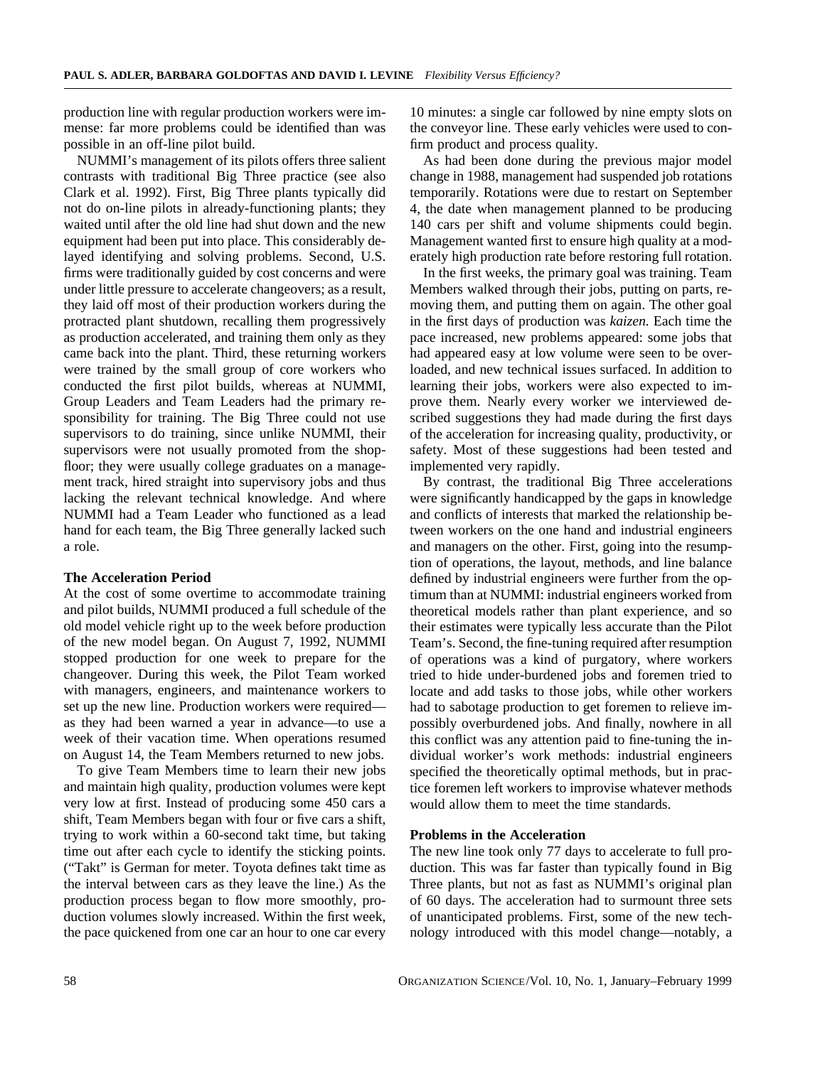production line with regular production workers were immense: far more problems could be identified than was possible in an off-line pilot build.

NUMMI's management of its pilots offers three salient contrasts with traditional Big Three practice (see also Clark et al. 1992). First, Big Three plants typically did not do on-line pilots in already-functioning plants; they waited until after the old line had shut down and the new equipment had been put into place. This considerably delayed identifying and solving problems. Second, U.S. firms were traditionally guided by cost concerns and were under little pressure to accelerate changeovers; as a result, they laid off most of their production workers during the protracted plant shutdown, recalling them progressively as production accelerated, and training them only as they came back into the plant. Third, these returning workers were trained by the small group of core workers who conducted the first pilot builds, whereas at NUMMI, Group Leaders and Team Leaders had the primary responsibility for training. The Big Three could not use supervisors to do training, since unlike NUMMI, their supervisors were not usually promoted from the shop-floor; they were usually college graduates on a management track, hired straight into supervisory jobs and thus lacking the relevant technical knowledge. And where NUMMI had a Team Leader who functioned as a lead hand for each team, the Big Three generally lacked such a role.

### The Acceleration Period

At the cost of some overtime to accommodate training and pilot builds, NUMMI produced a full schedule of the old model vehicle right up to the week before production of the new model began. On August 7, 1992, NUMMI stopped production for one week to prepare for the changeover. During this week, the Pilot Team worked with managers, engineers, and maintenance workers to set up the new line. Production workers were required—as they had been warned a year in advance—to use a week of their vacation time. When operations resumed on August 14, the Team Members returned to new jobs.

To give Team Members time to learn their new jobs and maintain high quality, production volumes were kept very low at first. Instead of producing some 450 cars a shift, Team Members began with four or five cars a shift, trying to work within a 60-second takt time, but taking time out after each cycle to identify the sticking points. ("Takt" is German for meter. Toyota defines takt time as the interval between cars as they leave the line.) As the production process began to flow more smoothly, production volumes slowly increased. Within the first week, the pace quickened from one car an hour to one car every 10 minutes: a single car followed by nine empty slots on the conveyor line. These early vehicles were used to confirm product and process quality.

As had been done during the previous major model change in 1988, management had suspended job rotations temporarily. Rotations were due to restart on September 4, the date when management planned to be producing 140 cars per shift and volume shipments could begin. Management wanted first to ensure high quality at a moderately high production rate before restoring full rotation.

In the first weeks, the primary goal was training. Team Members walked through their jobs, putting on parts, removing them, and putting them on again. The other goal in the first days of production was *kaizen.* Each time the pace increased, new problems appeared: some jobs that had appeared easy at low volume were seen to be overloaded, and new technical issues surfaced. In addition to learning their jobs, workers were also expected to improve them. Nearly every worker we interviewed described suggestions they had made during the first days of the acceleration for increasing quality, productivity, or safety. Most of these suggestions had been tested and implemented very rapidly.

By contrast, the traditional Big Three accelerations were significantly handicapped by the gaps in knowledge and conflicts of interests that marked the relationship between workers on the one hand and industrial engineers and managers on the other. First, going into the resumption of operations, the layout, methods, and line balance defined by industrial engineers were further from the optimum than at NUMMI: industrial engineers worked from theoretical models rather than plant experience, and so their estimates were typically less accurate than the Pilot Team's. Second, the fine-tuning required after resumption of operations was a kind of purgatory, where workers tried to hide under-burdened jobs and foremen tried to locate and add tasks to those jobs, while other workers had to sabotage production to get foremen to relieve impossibly overburdened jobs. And finally, nowhere in all this conflict was any attention paid to fine-tuning the individual worker's work methods: industrial engineers specified the theoretically optimal methods, but in practice foremen left workers to improvise whatever methods would allow them to meet the time standards.

### Problems in the Acceleration

The new line took only 77 days to accelerate to full production. This was far faster than typically found in Big Three plants, but not as fast as NUMMI's original plan of 60 days. The acceleration had to surmount three sets of unanticipated problems. First, some of the new technology introduced with this model change—notably, a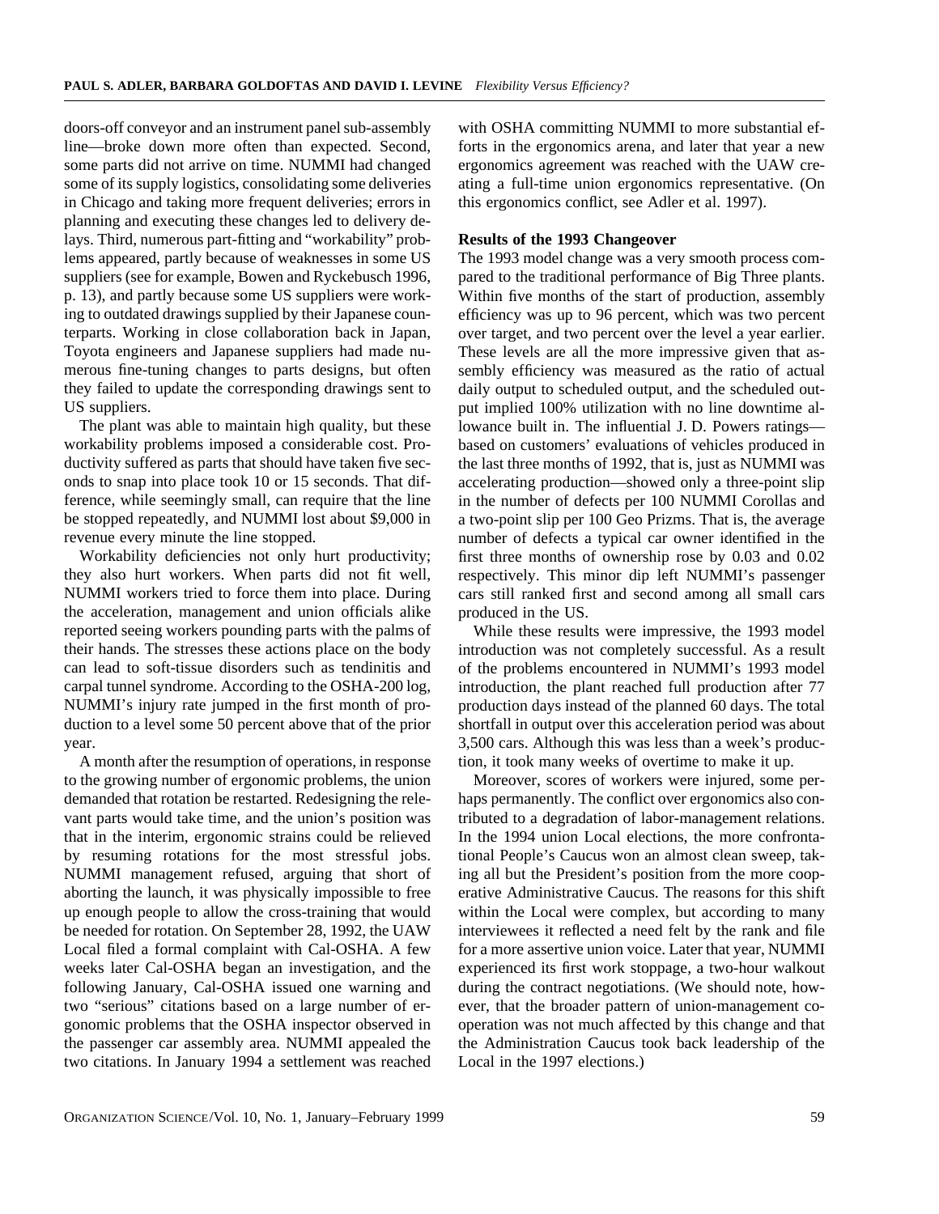doors-off conveyor and an instrument panel sub-assembly line—broke down more often than expected. Second, some parts did not arrive on time. NUMMI had changed some of its supply logistics, consolidating some deliveries in Chicago and taking more frequent deliveries; errors in planning and executing these changes led to delivery delays. Third, numerous part-fitting and "workability" problems appeared, partly because of weaknesses in some US suppliers (see for example, Bowen and Ryckebusch 1996, p. 13), and partly because some US suppliers were working to outdated drawings supplied by their Japanese counterparts. Working in close collaboration back in Japan, Toyota engineers and Japanese suppliers had made numerous fine-tuning changes to parts designs, but often they failed to update the corresponding drawings sent to US suppliers.

The plant was able to maintain high quality, but these workability problems imposed a considerable cost. Productivity suffered as parts that should have taken five seconds to snap into place took 10 or 15 seconds. That difference, while seemingly small, can require that the line be stopped repeatedly, and NUMMI lost about $9,000 in revenue every minute the line stopped.

Workability deficiencies not only hurt productivity; they also hurt workers. When parts did not fit well, NUMMI workers tried to force them into place. During the acceleration, management and union officials alike reported seeing workers pounding parts with the palms of their hands. The stresses these actions place on the body can lead to soft-tissue disorders such as tendinitis and carpal tunnel syndrome. According to the OSHA-200 log, NUMMI's injury rate jumped in the first month of production to a level some 50 percent above that of the prior year.

A month after the resumption of operations, in response to the growing number of ergonomic problems, the union demanded that rotation be restarted. Redesigning the relevant parts would take time, and the union's position was that in the interim, ergonomic strains could be relieved by resuming rotations for the most stressful jobs. NUMMI management refused, arguing that short of aborting the launch, it was physically impossible to free up enough people to allow the cross-training that would be needed for rotation. On September 28, 1992, the UAW Local filed a formal complaint with Cal-OSHA. A few weeks later Cal-OSHA began an investigation, and the following January, Cal-OSHA issued one warning and two "serious" citations based on a large number of ergonomic problems that the OSHA inspector observed in the passenger car assembly area. NUMMI appealed the two citations. In January 1994 a settlement was reached with OSHA committing NUMMI to more substantial efforts in the ergonomics arena, and later that year a new ergonomics agreement was reached with the UAW creating a full-time union ergonomics representative. (On this ergonomics conflict, see Adler et al. 1997).

**Results of the 1993 Changeover**

The 1993 model change was a very smooth process compared to the traditional performance of Big Three plants. Within five months of the start of production, assembly efficiency was up to 96 percent, which was two percent over target, and two percent over the level a year earlier. These levels are all the more impressive given that assembly efficiency was measured as the ratio of actual daily output to scheduled output, and the scheduled output implied 100% utilization with no line downtime allowance built in. The influential J. D. Powers ratings—based on customers' evaluations of vehicles produced in the last three months of 1992, that is, just as NUMMI was accelerating production—showed only a three-point slip in the number of defects per 100 NUMMI Corollas and a two-point slip per 100 Geo Prizms. That is, the average number of defects a typical car owner identified in the first three months of ownership rose by 0.03 and 0.02 respectively. This minor dip left NUMMI's passenger cars still ranked first and second among all small cars produced in the US.

While these results were impressive, the 1993 model introduction was not completely successful. As a result of the problems encountered in NUMMI's 1993 model introduction, the plant reached full production after 77 production days instead of the planned 60 days. The total shortfall in output over this acceleration period was about 3,500 cars. Although this was less than a week's production, it took many weeks of overtime to make it up.

Moreover, scores of workers were injured, some perhaps permanently. The conflict over ergonomics also contributed to a degradation of labor-management relations. In the 1994 union Local elections, the more confrontational People's Caucus won an almost clean sweep, taking all but the President's position from the more cooperative Administrative Caucus. The reasons for this shift within the Local were complex, but according to many interviewees it reflected a need felt by the rank and file for a more assertive union voice. Later that year, NUMMI experienced its first work stoppage, a two-hour walkout during the contract negotiations. (We should note, however, that the broader pattern of union-management cooperation was not much affected by this change and that the Administration Caucus took back leadership of the Local in the 1997 elections.)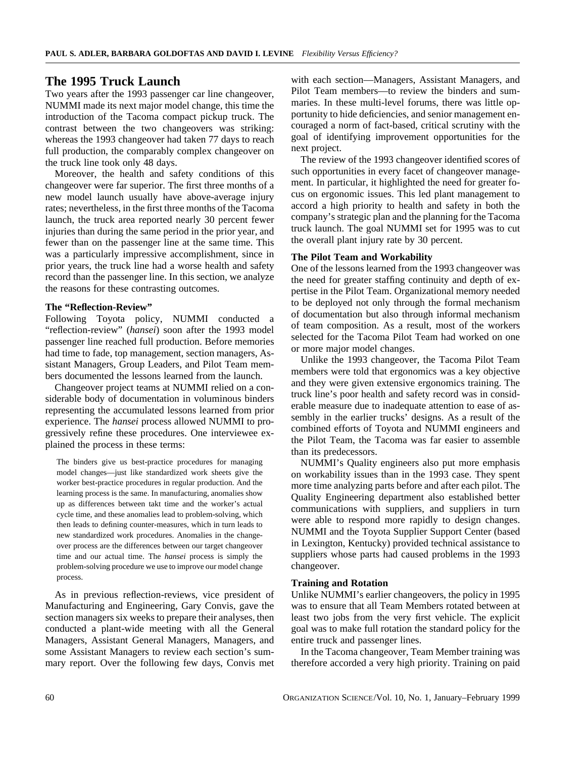## The 1995 Truck Launch

Two years after the 1993 passenger car line changeover, NUMMI made its next major model change, this time the introduction of the Tacoma compact pickup truck. The contrast between the two changeovers was striking: whereas the 1993 changeover had taken 77 days to reach full production, the comparably complex changeover on the truck line took only 48 days.

Moreover, the health and safety conditions of this changeover were far superior. The first three months of a new model launch usually have above-average injury rates; nevertheless, in the first three months of the Tacoma launch, the truck area reported nearly 30 percent fewer injuries than during the same period in the prior year, and fewer than on the passenger line at the same time. This was a particularly impressive accomplishment, since in prior years, the truck line had a worse health and safety record than the passenger line. In this section, we analyze the reasons for these contrasting outcomes.

### The "Reflection-Review"

Following Toyota policy, NUMMI conducted a "reflection-review" (*hansei*) soon after the 1993 model passenger line reached full production. Before memories had time to fade, top management, section managers, Assistant Managers, Group Leaders, and Pilot Team members documented the lessons learned from the launch.

Changeover project teams at NUMMI relied on a considerable body of documentation in voluminous binders representing the accumulated lessons learned from prior experience. The *hansei* process allowed NUMMI to progressively refine these procedures. One interviewee explained the process in these terms:

> The binders give us best-practice procedures for managing model changes—just like standardized work sheets give the worker best-practice procedures in regular production. And the learning process is the same. In manufacturing, anomalies show up as differences between takt time and the worker's actual cycle time, and these anomalies lead to problem-solving, which then leads to defining counter-measures, which in turn leads to new standardized work procedures. Anomalies in the changeover process are the differences between our target changeover time and our actual time. The *hansei* process is simply the problem-solving procedure we use to improve our model change process.

As in previous reflection-reviews, vice president of Manufacturing and Engineering, Gary Convis, gave the section managers six weeks to prepare their analyses, then conducted a plant-wide meeting with all the General Managers, Assistant General Managers, Managers, and some Assistant Managers to review each section's summary report. Over the following few days, Convis met with each section—Managers, Assistant Managers, and Pilot Team members—to review the binders and summaries. In these multi-level forums, there was little opportunity to hide deficiencies, and senior management encouraged a norm of fact-based, critical scrutiny with the goal of identifying improvement opportunities for the next project.

The review of the 1993 changeover identified scores of such opportunities in every facet of changeover management. In particular, it highlighted the need for greater focus on ergonomic issues. This led plant management to accord a high priority to health and safety in both the company's strategic plan and the planning for the Tacoma truck launch. The goal NUMMI set for 1995 was to cut the overall plant injury rate by 30 percent.

### The Pilot Team and Workability

One of the lessons learned from the 1993 changeover was the need for greater staffing continuity and depth of expertise in the Pilot Team. Organizational memory needed to be deployed not only through the formal mechanism of documentation but also through informal mechanism of team composition. As a result, most of the workers selected for the Tacoma Pilot Team had worked on one or more major model changes.

Unlike the 1993 changeover, the Tacoma Pilot Team members were told that ergonomics was a key objective and they were given extensive ergonomics training. The truck line's poor health and safety record was in considerable measure due to inadequate attention to ease of assembly in the earlier trucks' designs. As a result of the combined efforts of Toyota and NUMMI engineers and the Pilot Team, the Tacoma was far easier to assemble than its predecessors.

NUMMI's Quality engineers also put more emphasis on workability issues than in the 1993 case. They spent more time analyzing parts before and after each pilot. The Quality Engineering department also established better communications with suppliers, and suppliers in turn were able to respond more rapidly to design changes. NUMMI and the Toyota Supplier Support Center (based in Lexington, Kentucky) provided technical assistance to suppliers whose parts had caused problems in the 1993 changeover.

### Training and Rotation

Unlike NUMMI's earlier changeovers, the policy in 1995 was to ensure that all Team Members rotated between at least two jobs from the very first vehicle. The explicit goal was to make full rotation the standard policy for the entire truck and passenger lines.

In the Tacoma changeover, Team Member training was therefore accorded a very high priority. Training on paid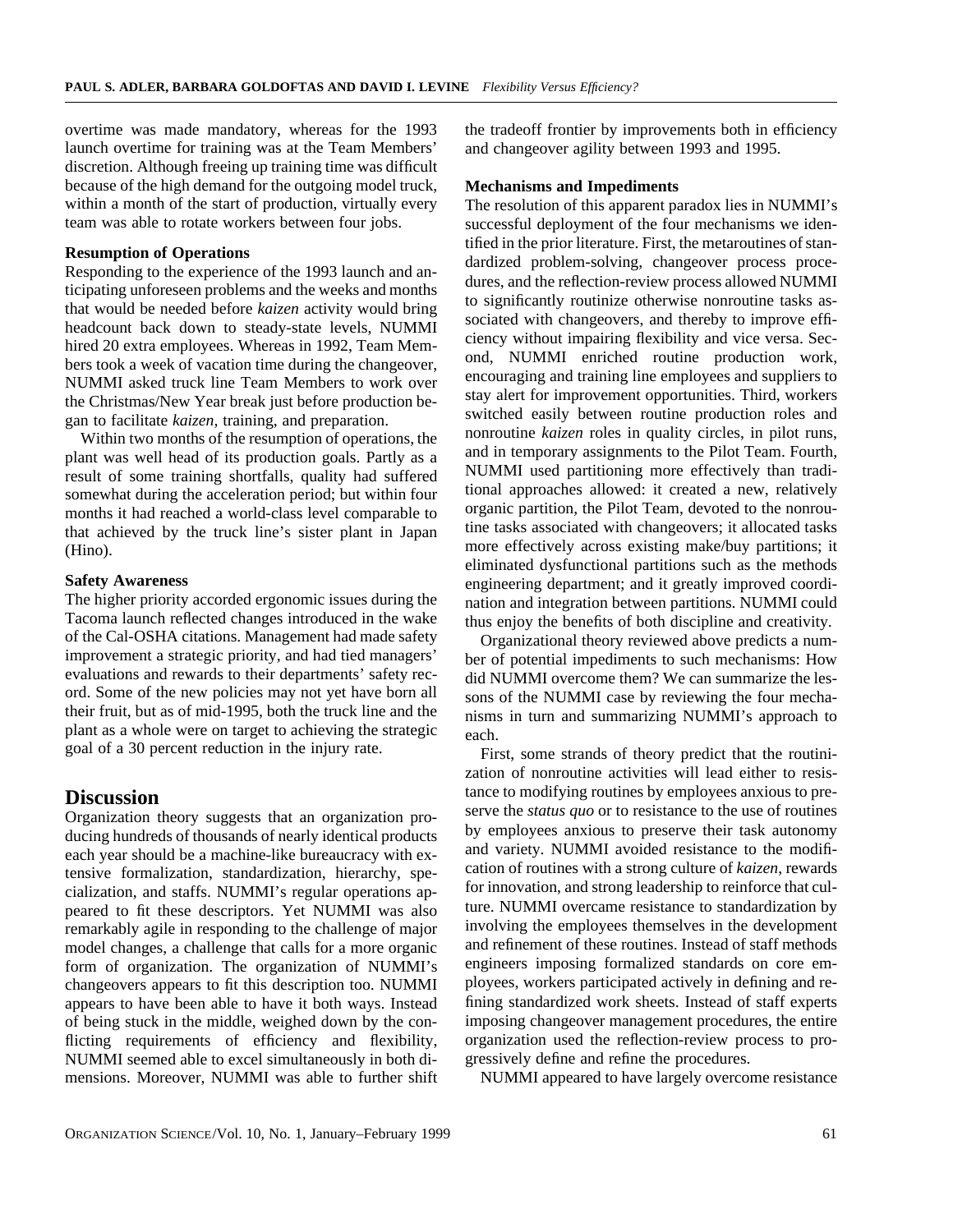overtime was made mandatory, whereas for the 1993 launch overtime for training was at the Team Members' discretion. Although freeing up training time was difficult because of the high demand for the outgoing model truck, within a month of the start of production, virtually every team was able to rotate workers between four jobs.

**Resumption of Operations**

Responding to the experience of the 1993 launch and anticipating unforeseen problems and the weeks and months that would be needed before *kaizen* activity would bring headcount back down to steady-state levels, NUMMI hired 20 extra employees. Whereas in 1992, Team Members took a week of vacation time during the changeover, NUMMI asked truck line Team Members to work over the Christmas/New Year break just before production began to facilitate *kaizen*, training, and preparation.

Within two months of the resumption of operations, the plant was well head of its production goals. Partly as a result of some training shortfalls, quality had suffered somewhat during the acceleration period; but within four months it had reached a world-class level comparable to that achieved by the truck line's sister plant in Japan (Hino).

**Safety Awareness**

The higher priority accorded ergonomic issues during the Tacoma launch reflected changes introduced in the wake of the Cal-OSHA citations. Management had made safety improvement a strategic priority, and had tied managers' evaluations and rewards to their departments' safety record. Some of the new policies may not yet have born all their fruit, but as of mid-1995, both the truck line and the plant as a whole were on target to achieving the strategic goal of a 30 percent reduction in the injury rate.

## Discussion

Organization theory suggests that an organization producing hundreds of thousands of nearly identical products each year should be a machine-like bureaucracy with extensive formalization, standardization, hierarchy, specialization, and staffs. NUMMI's regular operations appeared to fit these descriptors. Yet NUMMI was also remarkably agile in responding to the challenge of major model changes, a challenge that calls for a more organic form of organization. The organization of NUMMI's changeovers appears to fit this description too. NUMMI appears to have been able to have it both ways. Instead of being stuck in the middle, weighed down by the conflicting requirements of efficiency and flexibility, NUMMI seemed able to excel simultaneously in both dimensions. Moreover, NUMMI was able to further shift the tradeoff frontier by improvements both in efficiency and changeover agility between 1993 and 1995.

**Mechanisms and Impediments**

The resolution of this apparent paradox lies in NUMMI's successful deployment of the four mechanisms we identified in the prior literature. First, the metaroutines of standardized problem-solving, changeover process procedures, and the reflection-review process allowed NUMMI to significantly routinize otherwise nonroutine tasks associated with changeovers, and thereby to improve efficiency without impairing flexibility and vice versa. Second, NUMMI enriched routine production work, encouraging and training line employees and suppliers to stay alert for improvement opportunities. Third, workers switched easily between routine production roles and nonroutine *kaizen* roles in quality circles, in pilot runs, and in temporary assignments to the Pilot Team. Fourth, NUMMI used partitioning more effectively than traditional approaches allowed: it created a new, relatively organic partition, the Pilot Team, devoted to the nonroutine tasks associated with changeovers; it allocated tasks more effectively across existing make/buy partitions; it eliminated dysfunctional partitions such as the methods engineering department; and it greatly improved coordination and integration between partitions. NUMMI could thus enjoy the benefits of both discipline and creativity.

Organizational theory reviewed above predicts a number of potential impediments to such mechanisms: How did NUMMI overcome them? We can summarize the lessons of the NUMMI case by reviewing the four mechanisms in turn and summarizing NUMMI's approach to each.

First, some strands of theory predict that the routinization of nonroutine activities will lead either to resistance to modifying routines by employees anxious to preserve the *status quo* or to resistance to the use of routines by employees anxious to preserve their task autonomy and variety. NUMMI avoided resistance to the modification of routines with a strong culture of *kaizen*, rewards for innovation, and strong leadership to reinforce that culture. NUMMI overcame resistance to standardization by involving the employees themselves in the development and refinement of these routines. Instead of staff methods engineers imposing formalized standards on core employees, workers participated actively in defining and refining standardized work sheets. Instead of staff experts imposing changeover management procedures, the entire organization used the reflection-review process to progressively define and refine the procedures.

NUMMI appeared to have largely overcome resistance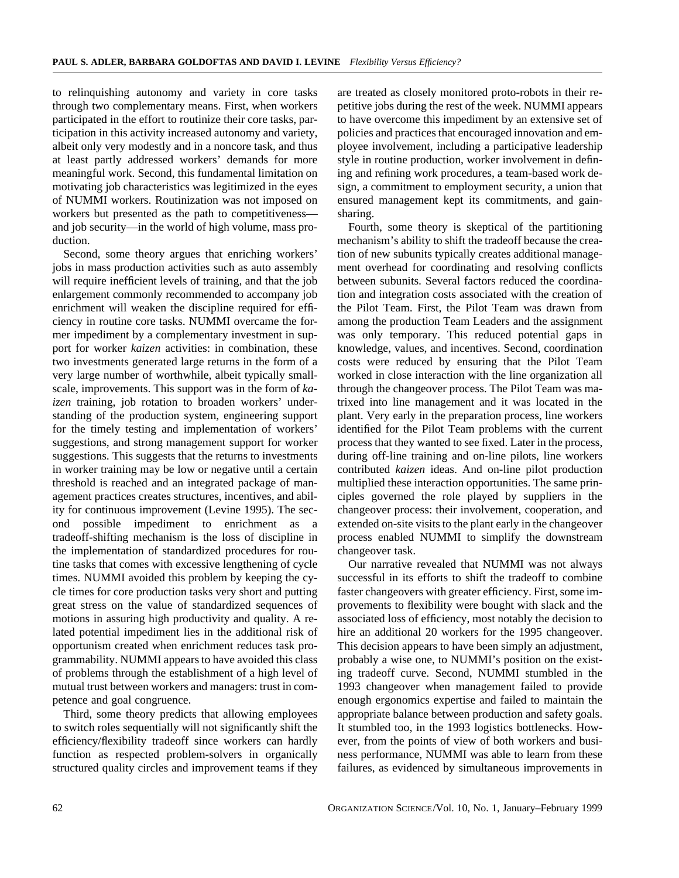to relinquishing autonomy and variety in core tasks through two complementary means. First, when workers participated in the effort to routinize their core tasks, participation in this activity increased autonomy and variety, albeit only very modestly and in a noncore task, and thus at least partly addressed workers' demands for more meaningful work. Second, this fundamental limitation on motivating job characteristics was legitimized in the eyes of NUMMI workers. Routinization was not imposed on workers but presented as the path to competitiveness—and job security—in the world of high volume, mass production.

Second, some theory argues that enriching workers' jobs in mass production activities such as auto assembly will require inefficient levels of training, and that the job enlargement commonly recommended to accompany job enrichment will weaken the discipline required for efficiency in routine core tasks. NUMMI overcame the former impediment by a complementary investment in support for worker *kaizen* activities: in combination, these two investments generated large returns in the form of a very large number of worthwhile, albeit typically small-scale, improvements. This support was in the form of *kaizen* training, job rotation to broaden workers' understanding of the production system, engineering support for the timely testing and implementation of workers' suggestions, and strong management support for worker suggestions. This suggests that the returns to investments in worker training may be low or negative until a certain threshold is reached and an integrated package of management practices creates structures, incentives, and ability for continuous improvement (Levine 1995). The second possible impediment to enrichment as a tradeoff-shifting mechanism is the loss of discipline in the implementation of standardized procedures for routine tasks that comes with excessive lengthening of cycle times. NUMMI avoided this problem by keeping the cycle times for core production tasks very short and putting great stress on the value of standardized sequences of motions in assuring high productivity and quality. A related potential impediment lies in the additional risk of opportunism created when enrichment reduces task programmability. NUMMI appears to have avoided this class of problems through the establishment of a high level of mutual trust between workers and managers: trust in competence and goal congruence.

Third, some theory predicts that allowing employees to switch roles sequentially will not significantly shift the efficiency/flexibility tradeoff since workers can hardly function as respected problem-solvers in organically structured quality circles and improvement teams if they are treated as closely monitored proto-robots in their repetitive jobs during the rest of the week. NUMMI appears to have overcome this impediment by an extensive set of policies and practices that encouraged innovation and employee involvement, including a participative leadership style in routine production, worker involvement in defining and refining work procedures, a team-based work design, a commitment to employment security, a union that ensured management kept its commitments, and gain-sharing.

Fourth, some theory is skeptical of the partitioning mechanism's ability to shift the tradeoff because the creation of new subunits typically creates additional management overhead for coordinating and resolving conflicts between subunits. Several factors reduced the coordination and integration costs associated with the creation of the Pilot Team. First, the Pilot Team was drawn from among the production Team Leaders and the assignment was only temporary. This reduced potential gaps in knowledge, values, and incentives. Second, coordination costs were reduced by ensuring that the Pilot Team worked in close interaction with the line organization all through the changeover process. The Pilot Team was matrixed into line management and it was located in the plant. Very early in the preparation process, line workers identified for the Pilot Team problems with the current process that they wanted to see fixed. Later in the process, during off-line training and on-line pilots, line workers contributed *kaizen* ideas. And on-line pilot production multiplied these interaction opportunities. The same principles governed the role played by suppliers in the changeover process: their involvement, cooperation, and extended on-site visits to the plant early in the changeover process enabled NUMMI to simplify the downstream changeover task.

Our narrative revealed that NUMMI was not always successful in its efforts to shift the tradeoff to combine faster changeovers with greater efficiency. First, some improvements to flexibility were bought with slack and the associated loss of efficiency, most notably the decision to hire an additional 20 workers for the 1995 changeover. This decision appears to have been simply an adjustment, probably a wise one, to NUMMI's position on the existing tradeoff curve. Second, NUMMI stumbled in the 1993 changeover when management failed to provide enough ergonomics expertise and failed to maintain the appropriate balance between production and safety goals. It stumbled too, in the 1993 logistics bottlenecks. However, from the points of view of both workers and business performance, NUMMI was able to learn from these failures, as evidenced by simultaneous improvements in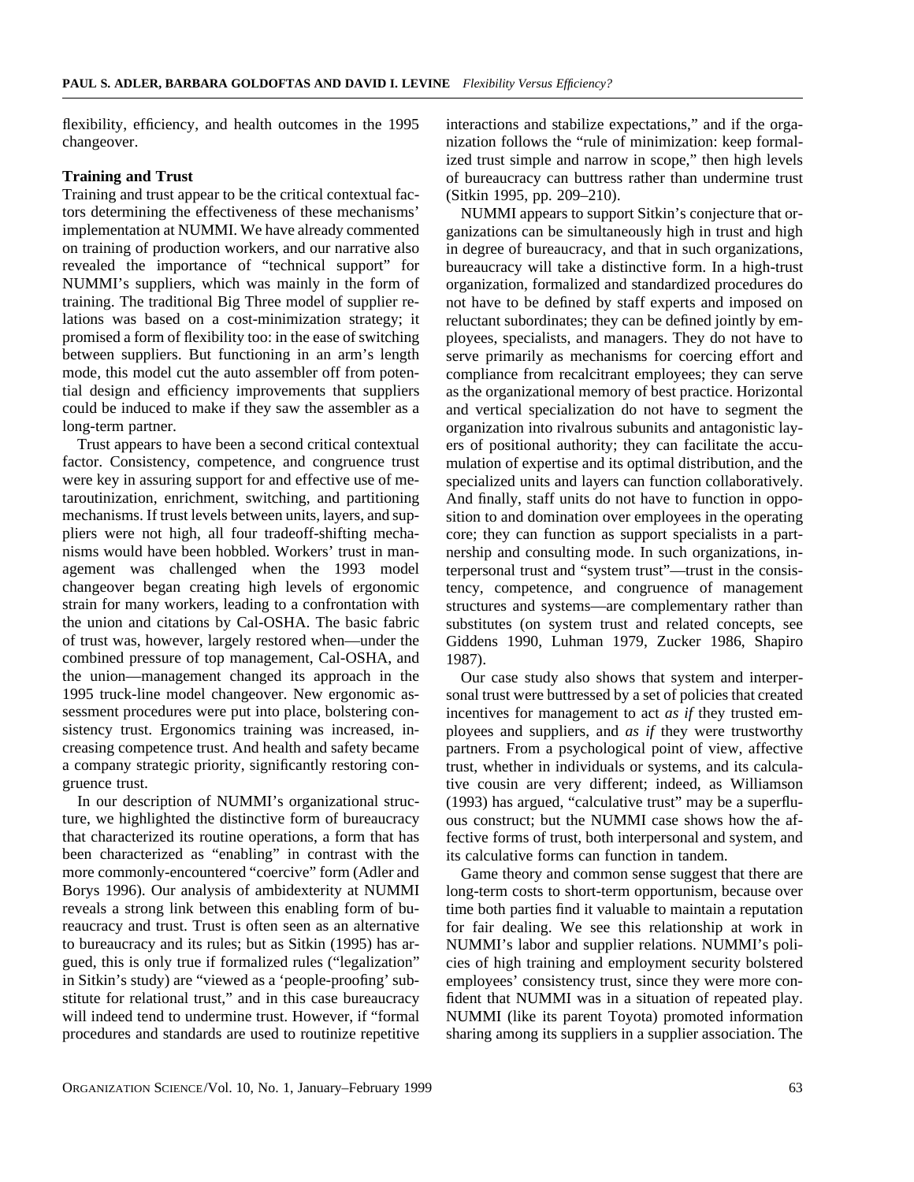flexibility, efficiency, and health outcomes in the 1995 changeover.

### Training and Trust

Training and trust appear to be the critical contextual factors determining the effectiveness of these mechanisms' implementation at NUMMI. We have already commented on training of production workers, and our narrative also revealed the importance of "technical support" for NUMMI's suppliers, which was mainly in the form of training. The traditional Big Three model of supplier relations was based on a cost-minimization strategy; it promised a form of flexibility too: in the ease of switching between suppliers. But functioning in an arm's length mode, this model cut the auto assembler off from potential design and efficiency improvements that suppliers could be induced to make if they saw the assembler as a long-term partner.

Trust appears to have been a second critical contextual factor. Consistency, competence, and congruence trust were key in assuring support for and effective use of metaroutinization, enrichment, switching, and partitioning mechanisms. If trust levels between units, layers, and suppliers were not high, all four tradeoff-shifting mechanisms would have been hobbled. Workers' trust in management was challenged when the 1993 model changeover began creating high levels of ergonomic strain for many workers, leading to a confrontation with the union and citations by Cal-OSHA. The basic fabric of trust was, however, largely restored when—under the combined pressure of top management, Cal-OSHA, and the union—management changed its approach in the 1995 truck-line model changeover. New ergonomic assessment procedures were put into place, bolstering consistency trust. Ergonomics training was increased, increasing competence trust. And health and safety became a company strategic priority, significantly restoring congruence trust.

In our description of NUMMI's organizational structure, we highlighted the distinctive form of bureaucracy that characterized its routine operations, a form that has been characterized as "enabling" in contrast with the more commonly-encountered "coercive" form (Adler and Borys 1996). Our analysis of ambidexterity at NUMMI reveals a strong link between this enabling form of bureaucracy and trust. Trust is often seen as an alternative to bureaucracy and its rules; but as Sitkin (1995) has argued, this is only true if formalized rules ("legalization" in Sitkin's study) are "viewed as a 'people-proofing' substitute for relational trust," and in this case bureaucracy will indeed tend to undermine trust. However, if "formal procedures and standards are used to routinize repetitive interactions and stabilize expectations," and if the organization follows the "rule of minimization: keep formalized trust simple and narrow in scope," then high levels of bureaucracy can buttress rather than undermine trust (Sitkin 1995, pp. 209–210).

NUMMI appears to support Sitkin's conjecture that organizations can be simultaneously high in trust and high in degree of bureaucracy, and that in such organizations, bureaucracy will take a distinctive form. In a high-trust organization, formalized and standardized procedures do not have to be defined by staff experts and imposed on reluctant subordinates; they can be defined jointly by employees, specialists, and managers. They do not have to serve primarily as mechanisms for coercing effort and compliance from recalcitrant employees; they can serve as the organizational memory of best practice. Horizontal and vertical specialization do not have to segment the organization into rivalrous subunits and antagonistic layers of positional authority; they can facilitate the accumulation of expertise and its optimal distribution, and the specialized units and layers can function collaboratively. And finally, staff units do not have to function in opposition to and domination over employees in the operating core; they can function as support specialists in a partnership and consulting mode. In such organizations, interpersonal trust and "system trust"—trust in the consistency, competence, and congruence of management structures and systems—are complementary rather than substitutes (on system trust and related concepts, see Giddens 1990, Luhman 1979, Zucker 1986, Shapiro 1987).

Our case study also shows that system and interpersonal trust were buttressed by a set of policies that created incentives for management to act *as if* they trusted employees and suppliers, and *as if* they were trustworthy partners. From a psychological point of view, affective trust, whether in individuals or systems, and its calculative cousin are very different; indeed, as Williamson (1993) has argued, "calculative trust" may be a superfluous construct; but the NUMMI case shows how the affective forms of trust, both interpersonal and system, and its calculative forms can function in tandem.

Game theory and common sense suggest that there are long-term costs to short-term opportunism, because over time both parties find it valuable to maintain a reputation for fair dealing. We see this relationship at work in NUMMI's labor and supplier relations. NUMMI's policies of high training and employment security bolstered employees' consistency trust, since they were more confident that NUMMI was in a situation of repeated play. NUMMI (like its parent Toyota) promoted information sharing among its suppliers in a supplier association. The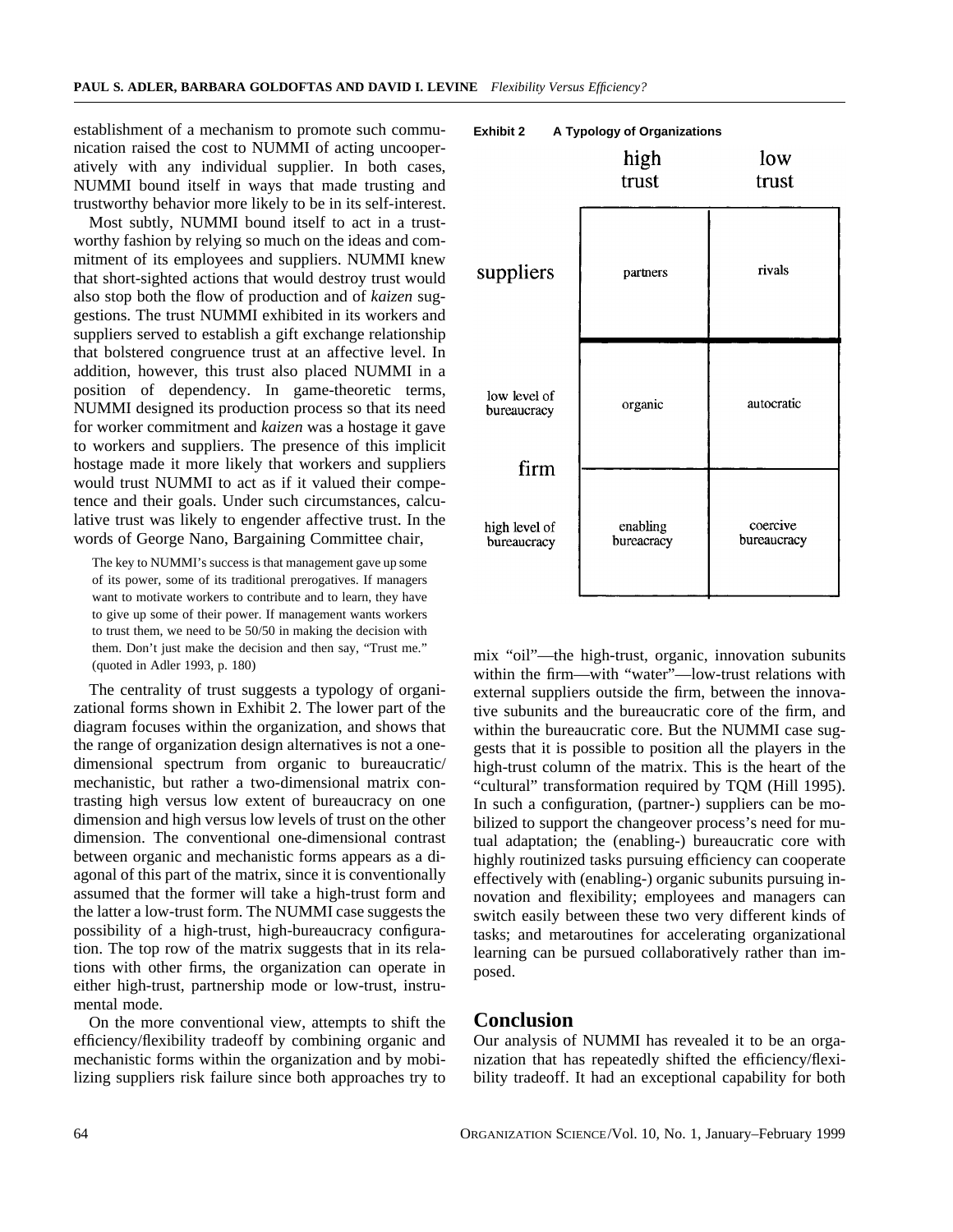establishment of a mechanism to promote such communication raised the cost to NUMMI of acting uncooperatively with any individual supplier. In both cases, NUMMI bound itself in ways that made trusting and trustworthy behavior more likely to be in its self-interest.

Most subtly, NUMMI bound itself to act in a trustworthy fashion by relying so much on the ideas and commitment of its employees and suppliers. NUMMI knew that short-sighted actions that would destroy trust would also stop both the flow of production and of *kaizen* suggestions. The trust NUMMI exhibited in its workers and suppliers served to establish a gift exchange relationship that bolstered congruence trust at an affective level. In addition, however, this trust also placed NUMMI in a position of dependency. In game-theoretic terms, NUMMI designed its production process so that its need for worker commitment and *kaizen* was a hostage it gave to workers and suppliers. The presence of this implicit hostage made it more likely that workers and suppliers would trust NUMMI to act as if it valued their competence and their goals. Under such circumstances, calculative trust was likely to engender affective trust. In the words of George Nano, Bargaining Committee chair,

> The key to NUMMI's success is that management gave up some of its power, some of its traditional prerogatives. If managers want to motivate workers to contribute and to learn, they have to give up some of their power. If management wants workers to trust them, we need to be 50/50 in making the decision with them. Don't just make the decision and then say, "Trust me." (quoted in Adler 1993, p. 180)

The centrality of trust suggests a typology of organizational forms shown in Exhibit 2. The lower part of the diagram focuses within the organization, and shows that the range of organization design alternatives is not a one-dimensional spectrum from organic to bureaucratic/mechanistic, but rather a two-dimensional matrix contrasting high versus low extent of bureaucracy on one dimension and high versus low levels of trust on the other dimension. The conventional one-dimensional contrast between organic and mechanistic forms appears as a diagonal of this part of the matrix, since it is conventionally assumed that the former will take a high-trust form and the latter a low-trust form. The NUMMI case suggests the possibility of a high-trust, high-bureaucracy configuration. The top row of the matrix suggests that in its relations with other firms, the organization can operate in either high-trust, partnership mode or low-trust, instrumental mode.

**Exhibit 2 A Typology of Organizations**

| | | high trust | low trust |
|---|---|---|---|
| suppliers | | partners | rivals |
| firm | low level of bureaucracy | organic | autocratic |
| | high level of bureaucracy | enabling bureaucracy | coercive bureaucracy |

On the more conventional view, attempts to shift the efficiency/flexibility tradeoff by combining organic and mechanistic forms within the organization and by mobilizing suppliers risk failure since both approaches try to mix "oil"—the high-trust, organic, innovation subunits within the firm—with "water"—low-trust relations with external suppliers outside the firm, between the innovative subunits and the bureaucratic core of the firm, and within the bureaucratic core. But the NUMMI case suggests that it is possible to position all the players in the high-trust column of the matrix. This is the heart of the "cultural" transformation required by TQM (Hill 1995). In such a configuration, (partner-) suppliers can be mobilized to support the changeover process's need for mutual adaptation; the (enabling-) bureaucratic core with highly routinized tasks pursuing efficiency can cooperate effectively with (enabling-) organic subunits pursuing innovation and flexibility; employees and managers can switch easily between these two very different kinds of tasks; and metaroutines for accelerating organizational learning can be pursued collaboratively rather than imposed.

## Conclusion

Our analysis of NUMMI has revealed it to be an organization that has repeatedly shifted the efficiency/flexibility tradeoff. It had an exceptional capability for both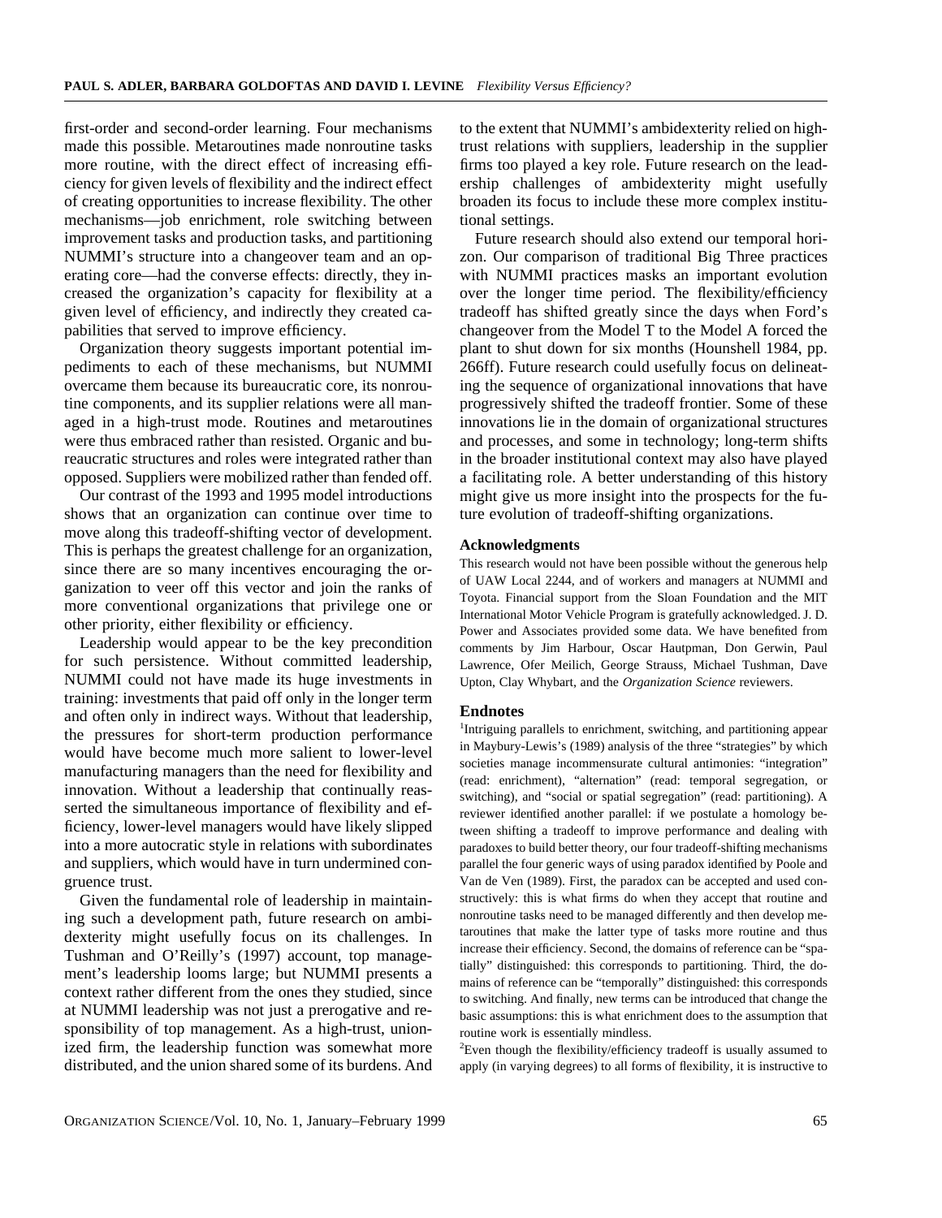first-order and second-order learning. Four mechanisms made this possible. Metaroutines made nonroutine tasks more routine, with the direct effect of increasing efficiency for given levels of flexibility and the indirect effect of creating opportunities to increase flexibility. The other mechanisms—job enrichment, role switching between improvement tasks and production tasks, and partitioning NUMMI's structure into a changeover team and an operating core—had the converse effects: directly, they increased the organization's capacity for flexibility at a given level of efficiency, and indirectly they created capabilities that served to improve efficiency.

Organization theory suggests important potential impediments to each of these mechanisms, but NUMMI overcame them because its bureaucratic core, its nonroutine components, and its supplier relations were all managed in a high-trust mode. Routines and metaroutines were thus embraced rather than resisted. Organic and bureaucratic structures and roles were integrated rather than opposed. Suppliers were mobilized rather than fended off.

Our contrast of the 1993 and 1995 model introductions shows that an organization can continue over time to move along this tradeoff-shifting vector of development. This is perhaps the greatest challenge for an organization, since there are so many incentives encouraging the organization to veer off this vector and join the ranks of more conventional organizations that privilege one or other priority, either flexibility or efficiency.

Leadership would appear to be the key precondition for such persistence. Without committed leadership, NUMMI could not have made its huge investments in training: investments that paid off only in the longer term and often only in indirect ways. Without that leadership, the pressures for short-term production performance would have become much more salient to lower-level manufacturing managers than the need for flexibility and innovation. Without a leadership that continually reasserted the simultaneous importance of flexibility and efficiency, lower-level managers would have likely slipped into a more autocratic style in relations with subordinates and suppliers, which would have in turn undermined congruence trust.

Given the fundamental role of leadership in maintaining such a development path, future research on ambidexterity might usefully focus on its challenges. In Tushman and O'Reilly's (1997) account, top management's leadership looms large; but NUMMI presents a context rather different from the ones they studied, since at NUMMI leadership was not just a prerogative and responsibility of top management. As a high-trust, unionized firm, the leadership function was somewhat more distributed, and the union shared some of its burdens. And to the extent that NUMMI's ambidexterity relied on high-trust relations with suppliers, leadership in the supplier firms too played a key role. Future research on the leadership challenges of ambidexterity might usefully broaden its focus to include these more complex institutional settings.

Future research should also extend our temporal horizon. Our comparison of traditional Big Three practices with NUMMI practices masks an important evolution over the longer time period. The flexibility/efficiency tradeoff has shifted greatly since the days when Ford's changeover from the Model T to the Model A forced the plant to shut down for six months (Hounshell 1984, pp. 266ff). Future research could usefully focus on delineating the sequence of organizational innovations that have progressively shifted the tradeoff frontier. Some of these innovations lie in the domain of organizational structures and processes, and some in technology; long-term shifts in the broader institutional context may also have played a facilitating role. A better understanding of this history might give us more insight into the prospects for the future evolution of tradeoff-shifting organizations.

## Acknowledgments

This research would not have been possible without the generous help of UAW Local 2244, and of workers and managers at NUMMI and Toyota. Financial support from the Sloan Foundation and the MIT International Motor Vehicle Program is gratefully acknowledged. J. D. Power and Associates provided some data. We have benefited from comments by Jim Harbour, Oscar Hautpman, Don Gerwin, Paul Lawrence, Ofer Meilich, George Strauss, Michael Tushman, Dave Upton, Clay Whybart, and the *Organization Science* reviewers.

## Endnotes

[1]Intriguing parallels to enrichment, switching, and partitioning appear in Maybury-Lewis's (1989) analysis of the three "strategies" by which societies manage incommensurate cultural antimonies: "integration" (read: enrichment), "alternation" (read: temporal segregation, or switching), and "social or spatial segregation" (read: partitioning). A reviewer identified another parallel: if we postulate a homology between shifting a tradeoff to improve performance and dealing with paradoxes to build better theory, our four tradeoff-shifting mechanisms parallel the four generic ways of using paradox identified by Poole and Van de Ven (1989). First, the paradox can be accepted and used constructively: this is what firms do when they accept that routine and nonroutine tasks need to be managed differently and then develop metaroutines that make the latter type of tasks more routine and thus increase their efficiency. Second, the domains of reference can be "spatially" distinguished: this corresponds to partitioning. Third, the domains of reference can be "temporally" distinguished: this corresponds to switching. And finally, new terms can be introduced that change the basic assumptions: this is what enrichment does to the assumption that routine work is essentially mindless.

[2]Even though the flexibility/efficiency tradeoff is usually assumed to apply (in varying degrees) to all forms of flexibility, it is instructive to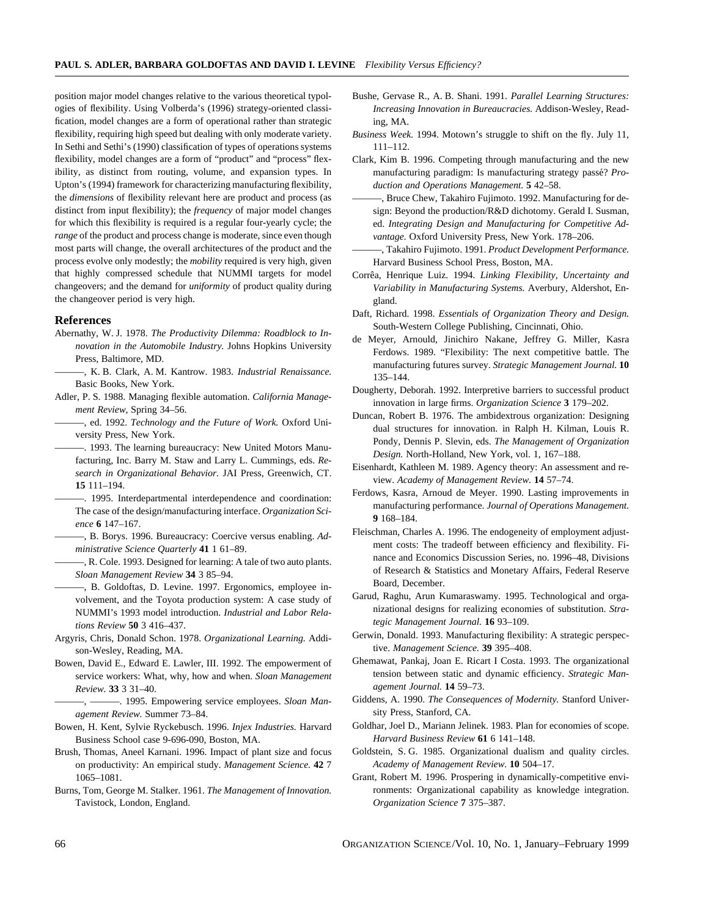position major model changes relative to the various theoretical typologies of flexibility. Using Volberda's (1996) strategy-oriented classification, model changes are a form of operational rather than strategic flexibility, requiring high speed but dealing with only moderate variety. In Sethi and Sethi's (1990) classification of types of operations systems flexibility, model changes are a form of "product" and "process" flexibility, as distinct from routing, volume, and expansion types. In Upton's (1994) framework for characterizing manufacturing flexibility, the *dimensions* of flexibility relevant here are product and process (as distinct from input flexibility); the *frequency* of major model changes for which this flexibility is required is a regular four-yearly cycle; the *range* of the product and process change is moderate, since even though most parts will change, the overall architectures of the product and the process evolve only modestly; the *mobility* required is very high, given that highly compressed schedule that NUMMI targets for model changeovers; and the demand for *uniformity* of product quality during the changeover period is very high.

## References

Abernathy, W. J. 1978. *The Productivity Dilemma: Roadblock to Innovation in the Automobile Industry.* Johns Hopkins University Press, Baltimore, MD.

———, K. B. Clark, A. M. Kantrow. 1983. *Industrial Renaissance.* Basic Books, New York.

Adler, P. S. 1988. Managing flexible automation. *California Management Review,* Spring 34–56.

———, ed. 1992. *Technology and the Future of Work.* Oxford University Press, New York.

———. 1993. The learning bureaucracy: New United Motors Manufacturing, Inc. Barry M. Staw and Larry L. Cummings, eds. *Research in Organizational Behavior.* JAI Press, Greenwich, CT. **15** 111–194.

———. 1995. Interdepartmental interdependence and coordination: The case of the design/manufacturing interface. *Organization Science* **6** 147–167.

———, B. Borys. 1996. Bureaucracy: Coercive versus enabling. *Administrative Science Quarterly* **41** 1 61–89.

———, R. Cole. 1993. Designed for learning: A tale of two auto plants. *Sloan Management Review* **34** 3 85–94.

———, B. Goldoftas, D. Levine. 1997. Ergonomics, employee involvement, and the Toyota production system: A case study of NUMMI's 1993 model introduction. *Industrial and Labor Relations Review* **50** 3 416–437.

Argyris, Chris, Donald Schon. 1978. *Organizational Learning.* Addison-Wesley, Reading, MA.

Bowen, David E., Edward E. Lawler, III. 1992. The empowerment of service workers: What, why, how and when. *Sloan Management Review.* **33** 3 31–40.

———, ———. 1995. Empowering service employees. *Sloan Management Review.* Summer 73–84.

Bowen, H. Kent, Sylvie Ryckebusch. 1996. *Injex Industries.* Harvard Business School case 9-696-090, Boston, MA.

Brush, Thomas, Aneel Karnani. 1996. Impact of plant size and focus on productivity: An empirical study. *Management Science.* **42** 7 1065–1081.

Burns, Tom, George M. Stalker. 1961. *The Management of Innovation.* Tavistock, London, England.

Bushe, Gervase R., A. B. Shani. 1991. *Parallel Learning Structures: Increasing Innovation in Bureaucracies.* Addison-Wesley, Reading, MA.

*Business Week.* 1994. Motown's struggle to shift on the fly. July 11, 111–112.

Clark, Kim B. 1996. Competing through manufacturing and the new manufacturing paradigm: Is manufacturing strategy passé? *Production and Operations Management.* **5** 42–58.

———, Bruce Chew, Takahiro Fujimoto. 1992. Manufacturing for design: Beyond the production/R&D dichotomy. Gerald I. Susman, ed. *Integrating Design and Manufacturing for Competitive Advantage.* Oxford University Press, New York. 178–206.

———, Takahiro Fujimoto. 1991. *Product Development Performance.* Harvard Business School Press, Boston, MA.

Corrêa, Henrique Luiz. 1994. *Linking Flexibility, Uncertainty and Variability in Manufacturing Systems.* Averbury, Aldershot, England.

Daft, Richard. 1998. *Essentials of Organization Theory and Design.* South-Western College Publishing, Cincinnati, Ohio.

de Meyer, Arnould, Jinichiro Nakane, Jeffrey G. Miller, Kasra Ferdows. 1989. "Flexibility: The next competitive battle. The manufacturing futures survey. *Strategic Management Journal.* **10** 135–144.

Dougherty, Deborah. 1992. Interpretive barriers to successful product innovation in large firms. *Organization Science* **3** 179–202.

Duncan, Robert B. 1976. The ambidextrous organization: Designing dual structures for innovation. in Ralph H. Kilman, Louis R. Pondy, Dennis P. Slevin, eds. *The Management of Organization Design.* North-Holland, New York, vol. 1, 167–188.

Eisenhardt, Kathleen M. 1989. Agency theory: An assessment and review. *Academy of Management Review.* **14** 57–74.

Ferdows, Kasra, Arnoud de Meyer. 1990. Lasting improvements in manufacturing performance. *Journal of Operations Management.* **9** 168–184.

Fleischman, Charles A. 1996. The endogeneity of employment adjustment costs: The tradeoff between efficiency and flexibility. Finance and Economics Discussion Series, no. 1996–48, Divisions of Research & Statistics and Monetary Affairs, Federal Reserve Board, December.

Garud, Raghu, Arun Kumaraswamy. 1995. Technological and organizational designs for realizing economies of substitution. *Strategic Management Journal.* **16** 93–109.

Gerwin, Donald. 1993. Manufacturing flexibility: A strategic perspective. *Management Science.* **39** 395–408.

Ghemawat, Pankaj, Joan E. Ricart I Costa. 1993. The organizational tension between static and dynamic efficiency. *Strategic Management Journal.* **14** 59–73.

Giddens, A. 1990. *The Consequences of Modernity.* Stanford University Press, Stanford, CA.

Goldhar, Joel D., Mariann Jelinek. 1983. Plan for economies of scope. *Harvard Business Review* **61** 6 141–148.

Goldstein, S. G. 1985. Organizational dualism and quality circles. *Academy of Management Review.* **10** 504–17.

Grant, Robert M. 1996. Prospering in dynamically-competitive environments: Organizational capability as knowledge integration. *Organization Science* **7** 375–387.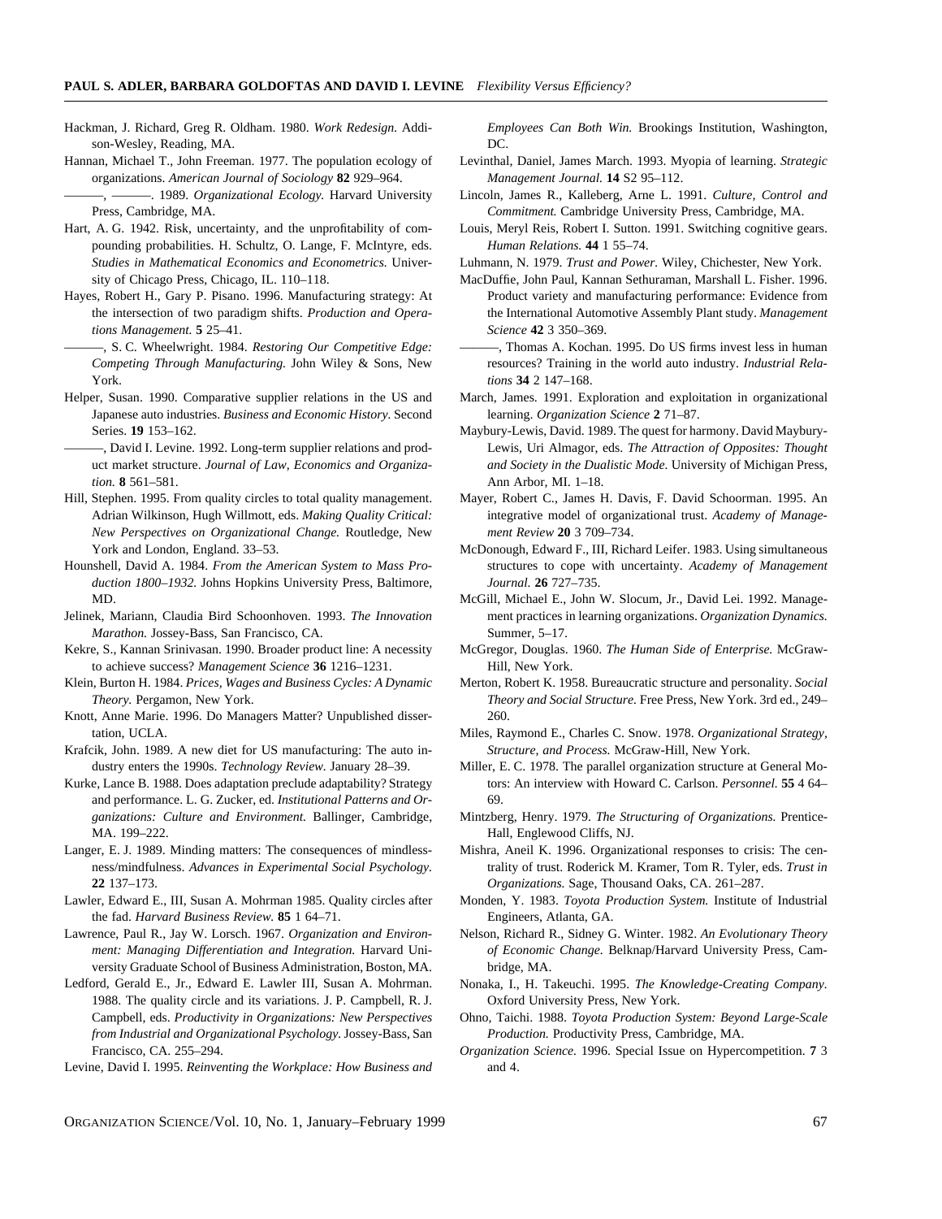Hackman, J. Richard, Greg R. Oldham. 1980. *Work Redesign.* Addison-Wesley, Reading, MA.

Hannan, Michael T., John Freeman. 1977. The population ecology of organizations. *American Journal of Sociology* **82** 929–964.

———, ———. 1989. *Organizational Ecology.* Harvard University Press, Cambridge, MA.

Hart, A. G. 1942. Risk, uncertainty, and the unprofitability of compounding probabilities. H. Schultz, O. Lange, F. McIntyre, eds. *Studies in Mathematical Economics and Econometrics.* University of Chicago Press, Chicago, IL. 110–118.

Hayes, Robert H., Gary P. Pisano. 1996. Manufacturing strategy: At the intersection of two paradigm shifts. *Production and Operations Management.* **5** 25–41.

———, S. C. Wheelwright. 1984. *Restoring Our Competitive Edge: Competing Through Manufacturing.* John Wiley & Sons, New York.

Helper, Susan. 1990. Comparative supplier relations in the US and Japanese auto industries. *Business and Economic History.* Second Series. **19** 153–162.

———, David I. Levine. 1992. Long-term supplier relations and product market structure. *Journal of Law, Economics and Organization.* **8** 561–581.

Hill, Stephen. 1995. From quality circles to total quality management. Adrian Wilkinson, Hugh Willmott, eds. *Making Quality Critical: New Perspectives on Organizational Change.* Routledge, New York and London, England. 33–53.

Hounshell, David A. 1984. *From the American System to Mass Production 1800–1932.* Johns Hopkins University Press, Baltimore, MD.

Jelinek, Mariann, Claudia Bird Schoonhoven. 1993. *The Innovation Marathon.* Jossey-Bass, San Francisco, CA.

Kekre, S., Kannan Srinivasan. 1990. Broader product line: A necessity to achieve success? *Management Science* **36** 1216–1231.

Klein, Burton H. 1984. *Prices, Wages and Business Cycles: A Dynamic Theory.* Pergamon, New York.

Knott, Anne Marie. 1996. Do Managers Matter? Unpublished dissertation, UCLA.

Krafcik, John. 1989. A new diet for US manufacturing: The auto industry enters the 1990s. *Technology Review.* January 28–39.

Kurke, Lance B. 1988. Does adaptation preclude adaptability? Strategy and performance. L. G. Zucker, ed. *Institutional Patterns and Organizations: Culture and Environment.* Ballinger, Cambridge, MA. 199–222.

Langer, E. J. 1989. Minding matters: The consequences of mindlessness/mindfulness. *Advances in Experimental Social Psychology.* **22** 137–173.

Lawler, Edward E., III, Susan A. Mohrman 1985. Quality circles after the fad. *Harvard Business Review.* **85** 1 64–71.

Lawrence, Paul R., Jay W. Lorsch. 1967. *Organization and Environment: Managing Differentiation and Integration.* Harvard University Graduate School of Business Administration, Boston, MA.

Ledford, Gerald E., Jr., Edward E. Lawler III, Susan A. Mohrman. 1988. The quality circle and its variations. J. P. Campbell, R. J. Campbell, eds. *Productivity in Organizations: New Perspectives from Industrial and Organizational Psychology.* Jossey-Bass, San Francisco, CA. 255–294.

Levine, David I. 1995. *Reinventing the Workplace: How Business and Employees Can Both Win.* Brookings Institution, Washington, DC.

Levinthal, Daniel, James March. 1993. Myopia of learning. *Strategic Management Journal.* **14** S2 95–112.

Lincoln, James R., Kalleberg, Arne L. 1991. *Culture, Control and Commitment.* Cambridge University Press, Cambridge, MA.

Louis, Meryl Reis, Robert I. Sutton. 1991. Switching cognitive gears. *Human Relations.* **44** 1 55–74.

Luhmann, N. 1979. *Trust and Power.* Wiley, Chichester, New York.

MacDuffie, John Paul, Kannan Sethuraman, Marshall L. Fisher. 1996. Product variety and manufacturing performance: Evidence from the International Automotive Assembly Plant study. *Management Science* **42** 3 350–369.

———, Thomas A. Kochan. 1995. Do US firms invest less in human resources? Training in the world auto industry. *Industrial Relations* **34** 2 147–168.

March, James. 1991. Exploration and exploitation in organizational learning. *Organization Science* **2** 71–87.

Maybury-Lewis, David. 1989. The quest for harmony. David Maybury-Lewis, Uri Almagor, eds. *The Attraction of Opposites: Thought and Society in the Dualistic Mode.* University of Michigan Press, Ann Arbor, MI. 1–18.

Mayer, Robert C., James H. Davis, F. David Schoorman. 1995. An integrative model of organizational trust. *Academy of Management Review* **20** 3 709–734.

McDonough, Edward F., III, Richard Leifer. 1983. Using simultaneous structures to cope with uncertainty. *Academy of Management Journal.* **26** 727–735.

McGill, Michael E., John W. Slocum, Jr., David Lei. 1992. Management practices in learning organizations. *Organization Dynamics.* Summer, 5–17.

McGregor, Douglas. 1960. *The Human Side of Enterprise.* McGraw-Hill, New York.

Merton, Robert K. 1958. Bureaucratic structure and personality. *Social Theory and Social Structure.* Free Press, New York. 3rd ed., 249–260.

Miles, Raymond E., Charles C. Snow. 1978. *Organizational Strategy, Structure, and Process.* McGraw-Hill, New York.

Miller, E. C. 1978. The parallel organization structure at General Motors: An interview with Howard C. Carlson. *Personnel.* **55** 4 64–69.

Mintzberg, Henry. 1979. *The Structuring of Organizations.* Prentice-Hall, Englewood Cliffs, NJ.

Mishra, Aneil K. 1996. Organizational responses to crisis: The centrality of trust. Roderick M. Kramer, Tom R. Tyler, eds. *Trust in Organizations.* Sage, Thousand Oaks, CA. 261–287.

Monden, Y. 1983. *Toyota Production System.* Institute of Industrial Engineers, Atlanta, GA.

Nelson, Richard R., Sidney G. Winter. 1982. *An Evolutionary Theory of Economic Change.* Belknap/Harvard University Press, Cambridge, MA.

Nonaka, I., H. Takeuchi. 1995. *The Knowledge-Creating Company.* Oxford University Press, New York.

Ohno, Taichi. 1988. *Toyota Production System: Beyond Large-Scale Production.* Productivity Press, Cambridge, MA.

*Organization Science.* 1996. Special Issue on Hypercompetition. **7** 3 and 4.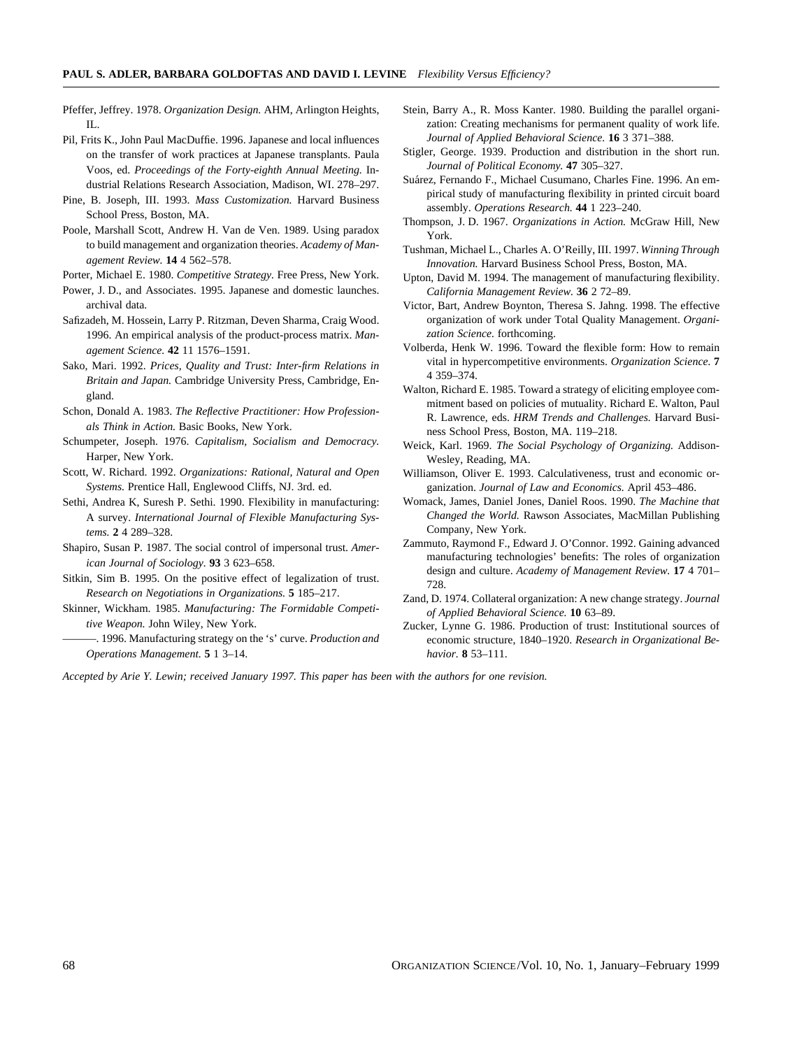Pfeffer, Jeffrey. 1978. *Organization Design.* AHM, Arlington Heights, IL.

Pil, Frits K., John Paul MacDuffie. 1996. Japanese and local influences on the transfer of work practices at Japanese transplants. Paula Voos, ed. *Proceedings of the Forty-eighth Annual Meeting.* Industrial Relations Research Association, Madison, WI. 278–297.

Pine, B. Joseph, III. 1993. *Mass Customization.* Harvard Business School Press, Boston, MA.

Poole, Marshall Scott, Andrew H. Van de Ven. 1989. Using paradox to build management and organization theories. *Academy of Management Review.* **14** 4 562–578.

Porter, Michael E. 1980. *Competitive Strategy.* Free Press, New York.

Power, J. D., and Associates. 1995. Japanese and domestic launches. archival data.

Safizadeh, M. Hossein, Larry P. Ritzman, Deven Sharma, Craig Wood. 1996. An empirical analysis of the product-process matrix. *Management Science.* **42** 11 1576–1591.

Sako, Mari. 1992. *Prices, Quality and Trust: Inter-firm Relations in Britain and Japan.* Cambridge University Press, Cambridge, England.

Schon, Donald A. 1983. *The Reflective Practitioner: How Professionals Think in Action.* Basic Books, New York.

Schumpeter, Joseph. 1976. *Capitalism, Socialism and Democracy.* Harper, New York.

Scott, W. Richard. 1992. *Organizations: Rational, Natural and Open Systems.* Prentice Hall, Englewood Cliffs, NJ. 3rd. ed.

Sethi, Andrea K, Suresh P. Sethi. 1990. Flexibility in manufacturing: A survey. *International Journal of Flexible Manufacturing Systems.* **2** 4 289–328.

Shapiro, Susan P. 1987. The social control of impersonal trust. *American Journal of Sociology.* **93** 3 623–658.

Sitkin, Sim B. 1995. On the positive effect of legalization of trust. *Research on Negotiations in Organizations.* **5** 185–217.

Skinner, Wickham. 1985. *Manufacturing: The Formidable Competitive Weapon.* John Wiley, New York.

———. 1996. Manufacturing strategy on the 's' curve. *Production and Operations Management.* **5** 1 3–14.

Stein, Barry A., R. Moss Kanter. 1980. Building the parallel organization: Creating mechanisms for permanent quality of work life. *Journal of Applied Behavioral Science.* **16** 3 371–388.

Stigler, George. 1939. Production and distribution in the short run. *Journal of Political Economy.* **47** 305–327.

Suárez, Fernando F., Michael Cusumano, Charles Fine. 1996. An empirical study of manufacturing flexibility in printed circuit board assembly. *Operations Research.* **44** 1 223–240.

Thompson, J. D. 1967. *Organizations in Action.* McGraw Hill, New York.

Tushman, Michael L., Charles A. O'Reilly, III. 1997. *Winning Through Innovation.* Harvard Business School Press, Boston, MA.

Upton, David M. 1994. The management of manufacturing flexibility. *California Management Review.* **36** 2 72–89.

Victor, Bart, Andrew Boynton, Theresa S. Jahng. 1998. The effective organization of work under Total Quality Management. *Organization Science.* forthcoming.

Volberda, Henk W. 1996. Toward the flexible form: How to remain vital in hypercompetitive environments. *Organization Science.* **7** 4 359–374.

Walton, Richard E. 1985. Toward a strategy of eliciting employee commitment based on policies of mutuality. Richard E. Walton, Paul R. Lawrence, eds. *HRM Trends and Challenges.* Harvard Business School Press, Boston, MA. 119–218.

Weick, Karl. 1969. *The Social Psychology of Organizing.* Addison-Wesley, Reading, MA.

Williamson, Oliver E. 1993. Calculativeness, trust and economic organization. *Journal of Law and Economics.* April 453–486.

Womack, James, Daniel Jones, Daniel Roos. 1990. *The Machine that Changed the World.* Rawson Associates, MacMillan Publishing Company, New York.

Zammuto, Raymond F., Edward J. O'Connor. 1992. Gaining advanced manufacturing technologies' benefits: The roles of organization design and culture. *Academy of Management Review.* **17** 4 701–728.

Zand, D. 1974. Collateral organization: A new change strategy. *Journal of Applied Behavioral Science.* **10** 63–89.

Zucker, Lynne G. 1986. Production of trust: Institutional sources of economic structure, 1840–1920. *Research in Organizational Behavior.* **8** 53–111.

*Accepted by Arie Y. Lewin; received January 1997. This paper has been with the authors for one revision.*